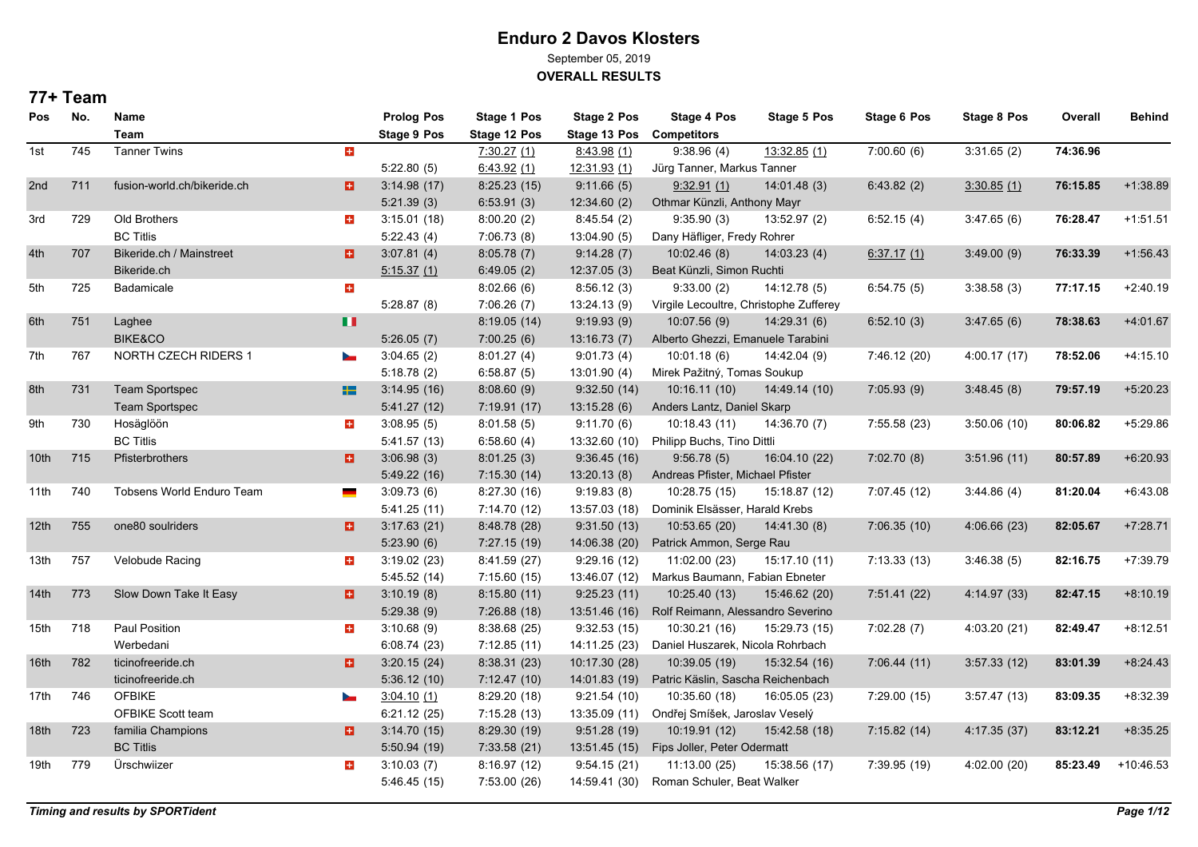# Enduro 2 Davos Klosters

September 05, 2019

**OVERALL RESULTS**

## 77+ Team

| Pos | No. | Name / Team | Nat | Prolog Pos / Stage 9 Pos | Stage 1 Pos / Stage 12 Pos | Stage 2 Pos / Stage 13 Pos | Stage 4 Pos / Competitors | Stage 5 Pos | Stage 6 Pos | Stage 8 Pos | Overall | Behind |
|---|---|---|---|---|---|---|---|---|---|---|---|---|
| 1st | 745 | Tanner Twins | SUI | | 7:30.27 (1) | 8:43.98 (1) | 9:38.96 (4) | 13:32.85 (1) | 7:00.60 (6) | 3:31.65 (2) | **74:36.96** | |
| | | | | 5:22.80 (5) | 6:43.92 (1) | 12:31.93 (1) | Jürg Tanner, Markus Tanner | | | | | |
| 2nd | 711 | fusion-world.ch/bikeride.ch | SUI | 3:14.98 (17) | 8:25.23 (15) | 9:11.66 (5) | 9:32.91 (1) | 14:01.48 (3) | 6:43.82 (2) | 3:30.85 (1) | **76:15.85** | +1:38.89 |
| | | | | 5:21.39 (3) | 6:53.91 (3) | 12:34.60 (2) | Othmar Künzli, Anthony Mayr | | | | | |
| 3rd | 729 | Old Brothers | SUI | 3:15.01 (18) | 8:00.20 (2) | 8:45.54 (2) | 9:35.90 (3) | 13:52.97 (2) | 6:52.15 (4) | 3:47.65 (6) | **76:28.47** | +1:51.51 |
| | | BC Titlis | | 5:22.43 (4) | 7:06.73 (8) | 13:04.90 (5) | Dany Häfliger, Fredy Rohrer | | | | | |
| 4th | 707 | Bikeride.ch / Mainstreet | SUI | 3:07.81 (4) | 8:05.78 (7) | 9:14.28 (7) | 10:02.46 (8) | 14:03.23 (4) | 6:37.17 (1) | 3:49.00 (9) | **76:33.39** | +1:56.43 |
| | | Bikeride.ch | | 5:15.37 (1) | 6:49.05 (2) | 12:37.05 (3) | Beat Künzli, Simon Ruchti | | | | | |
| 5th | 725 | Badamicale | SUI | | 8:02.66 (6) | 8:56.12 (3) | 9:33.00 (2) | 14:12.78 (5) | 6:54.75 (5) | 3:38.58 (3) | **77:17.15** | +2:40.19 |
| | | | | 5:28.87 (8) | 7:06.26 (7) | 13:24.13 (9) | Virgile Lecoultre, Christophe Zufferey | | | | | |
| 6th | 751 | Laghee | ITA | | 8:19.05 (14) | 9:19.93 (9) | 10:07.56 (9) | 14:29.31 (6) | 6:52.10 (3) | 3:47.65 (6) | **78:38.63** | +4:01.67 |
| | | BIKE&CO | | 5:26.05 (7) | 7:00.25 (6) | 13:16.73 (7) | Alberto Ghezzi, Emanuele Tarabini | | | | | |
| 7th | 767 | NORTH CZECH RIDERS 1 | CZE | 3:04.65 (2) | 8:01.27 (4) | 9:01.73 (4) | 10:01.18 (6) | 14:42.04 (9) | 7:46.12 (20) | 4:00.17 (17) | **78:52.06** | +4:15.10 |
| | | | | 5:18.78 (2) | 6:58.87 (5) | 13:01.90 (4) | Mirek Pažitný, Tomas Soukup | | | | | |
| 8th | 731 | Team Sportspec | SWE | 3:14.95 (16) | 8:08.60 (9) | 9:32.50 (14) | 10:16.11 (10) | 14:49.14 (10) | 7:05.93 (9) | 3:48.45 (8) | **79:57.19** | +5:20.23 |
| | | Team Sportspec | | 5:41.27 (12) | 7:19.91 (17) | 13:15.28 (6) | Anders Lantz, Daniel Skarp | | | | | |
| 9th | 730 | Hosäglöön | SUI | 3:08.95 (5) | 8:01.58 (5) | 9:11.70 (6) | 10:18.43 (11) | 14:36.70 (7) | 7:55.58 (23) | 3:50.06 (10) | **80:06.82** | +5:29.86 |
| | | BC Titlis | | 5:41.57 (13) | 6:58.60 (4) | 13:32.60 (10) | Philipp Buchs, Tino Dittli | | | | | |
| 10th | 715 | Pfisterbrothers | SUI | 3:06.98 (3) | 8:01.25 (3) | 9:36.45 (16) | 9:56.78 (5) | 16:04.10 (22) | 7:02.70 (8) | 3:51.96 (11) | **80:57.89** | +6:20.93 |
| | | | | 5:49.22 (16) | 7:15.30 (14) | 13:20.13 (8) | Andreas Pfister, Michael Pfister | | | | | |
| 11th | 740 | Tobsens World Enduro Team | GER | 3:09.73 (6) | 8:27.30 (16) | 9:19.83 (8) | 10:28.75 (15) | 15:18.87 (12) | 7:07.45 (12) | 3:44.86 (4) | **81:20.04** | +6:43.08 |
| | | | | 5:41.25 (11) | 7:14.70 (12) | 13:57.03 (18) | Dominik Elsässer, Harald Krebs | | | | | |
| 12th | 755 | one80 soulriders | SUI | 3:17.63 (21) | 8:48.78 (28) | 9:31.50 (13) | 10:53.65 (20) | 14:41.30 (8) | 7:06.35 (10) | 4:06.66 (23) | **82:05.67** | +7:28.71 |
| | | | | 5:23.90 (6) | 7:27.15 (19) | 14:06.38 (20) | Patrick Ammon, Serge Rau | | | | | |
| 13th | 757 | Velobude Racing | SUI | 3:19.02 (23) | 8:41.59 (27) | 9:29.16 (12) | 11:02.00 (23) | 15:17.10 (11) | 7:13.33 (13) | 3:46.38 (5) | **82:16.75** | +7:39.79 |
| | | | | 5:45.52 (14) | 7:15.60 (15) | 13:46.07 (12) | Markus Baumann, Fabian Ebneter | | | | | |
| 14th | 773 | Slow Down Take It Easy | SUI | 3:10.19 (8) | 8:15.80 (11) | 9:25.23 (11) | 10:25.40 (13) | 15:46.62 (20) | 7:51.41 (22) | 4:14.97 (33) | **82:47.15** | +8:10.19 |
| | | | | 5:29.38 (9) | 7:26.88 (18) | 13:51.46 (16) | Rolf Reimann, Alessandro Severino | | | | | |
| 15th | 718 | Paul Position | SUI | 3:10.68 (9) | 8:38.68 (25) | 9:32.53 (15) | 10:30.21 (16) | 15:29.73 (15) | 7:02.28 (7) | 4:03.20 (21) | **82:49.47** | +8:12.51 |
| | | Werbedani | | 6:08.74 (23) | 7:12.85 (11) | 14:11.25 (23) | Daniel Huszarek, Nicola Rohrbach | | | | | |
| 16th | 782 | ticinofreeride.ch | SUI | 3:20.15 (24) | 8:38.31 (23) | 10:17.30 (28) | 10:39.05 (19) | 15:32.54 (16) | 7:06.44 (11) | 3:57.33 (12) | **83:01.39** | +8:24.43 |
| | | ticinofreeride.ch | | 5:36.12 (10) | 7:12.47 (10) | 14:01.83 (19) | Patric Käslin, Sascha Reichenbach | | | | | |
| 17th | 746 | OFBIKE | CZE | 3:04.10 (1) | 8:29.20 (18) | 9:21.54 (10) | 10:35.60 (18) | 16:05.05 (23) | 7:29.00 (15) | 3:57.47 (13) | **83:09.35** | +8:32.39 |
| | | OFBIKE Scott team | | 6:21.12 (25) | 7:15.28 (13) | 13:35.09 (11) | Ondřej Smíšek, Jaroslav Veselý | | | | | |
| 18th | 723 | familia Champions | SUI | 3:14.70 (15) | 8:29.30 (19) | 9:51.28 (19) | 10:19.91 (12) | 15:42.58 (18) | 7:15.82 (14) | 4:17.35 (37) | **83:12.21** | +8:35.25 |
| | | BC Titlis | | 5:50.94 (19) | 7:33.58 (21) | 13:51.45 (15) | Fips Joller, Peter Odermatt | | | | | |
| 19th | 779 | Ürschwiizer | SUI | 3:10.03 (7) | 8:16.97 (12) | 9:54.15 (21) | 11:13.00 (25) | 15:38.56 (17) | 7:39.95 (19) | 4:02.00 (20) | **85:23.49** | +10:46.53 |
| | | | | 5:46.45 (15) | 7:53.00 (26) | 14:59.41 (30) | Roman Schuler, Beat Walker | | | | | |

*Timing and results by SPORTident*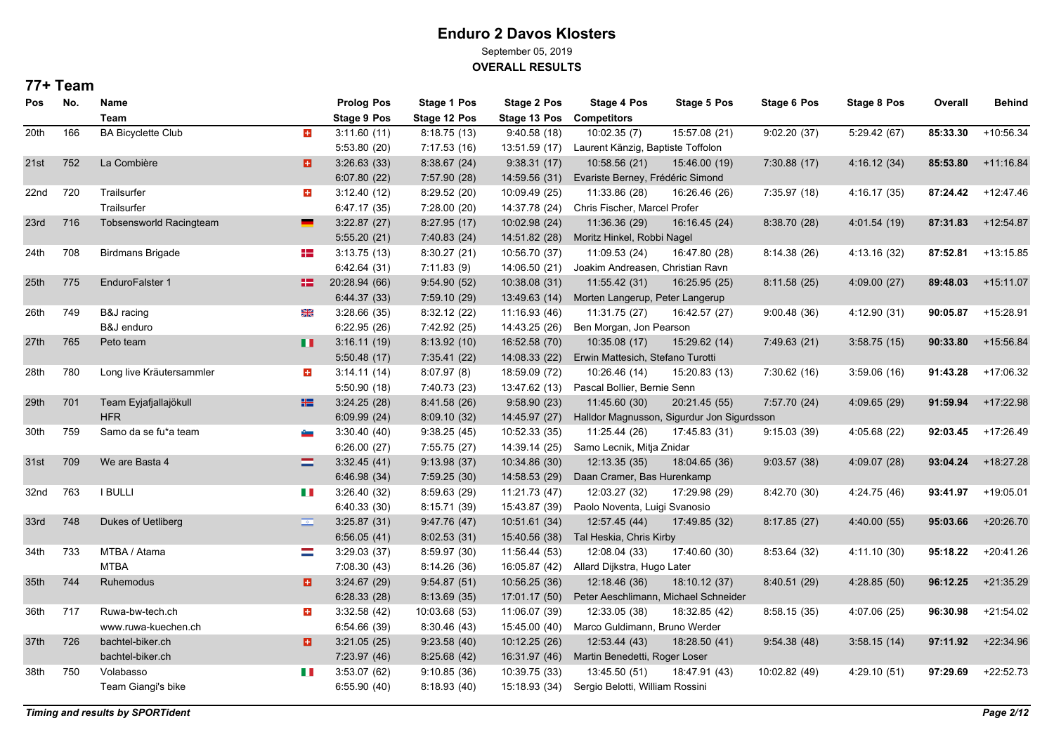# Enduro 2 Davos Klosters

September 05, 2019

**OVERALL RESULTS**

## 77+ Team

| Pos | No. | Name / Team | Prolog Pos / Stage 9 Pos | Stage 1 Pos / Stage 12 Pos | Stage 2 Pos / Stage 13 Pos | Stage 4 Pos / Competitors | Stage 5 Pos | Stage 6 Pos | Stage 8 Pos | Overall | Behind |
|---|---|---|---|---|---|---|---|---|---|---|---|
| 20th | 166 | BA Bicyclette Club | 3:11.60 (11) | 8:18.75 (13) | 9:40.58 (18) | 10:02.35 (7) | 15:57.08 (21) | 9:02.20 (37) | 5:29.42 (67) | **85:33.30** | +10:56.34 |
| | | | 5:53.80 (20) | 7:17.53 (16) | 13:51.59 (17) | Laurent Känzig, Baptiste Toffolon | | | | | |
| 21st | 752 | La Combière | 3:26.63 (33) | 8:38.67 (24) | 9:38.31 (17) | 10:58.56 (21) | 15:46.00 (19) | 7:30.88 (17) | 4:16.12 (34) | **85:53.80** | +11:16.84 |
| | | | 6:07.80 (22) | 7:57.90 (28) | 14:59.56 (31) | Evariste Berney, Frédéric Simond | | | | | |
| 22nd | 720 | Trailsurfer | 3:12.40 (12) | 8:29.52 (20) | 10:09.49 (25) | 11:33.86 (28) | 16:26.46 (26) | 7:35.97 (18) | 4:16.17 (35) | **87:24.42** | +12:47.46 |
| | | Trailsurfer | 6:47.17 (35) | 7:28.00 (20) | 14:37.78 (24) | Chris Fischer, Marcel Profer | | | | | |
| 23rd | 716 | Tobsensworld Racingteam | 3:22.87 (27) | 8:27.95 (17) | 10:02.98 (24) | 11:36.36 (29) | 16:16.45 (24) | 8:38.70 (28) | 4:01.54 (19) | **87:31.83** | +12:54.87 |
| | | | 5:55.20 (21) | 7:40.83 (24) | 14:51.82 (28) | Moritz Hinkel, Robbi Nagel | | | | | |
| 24th | 708 | Birdmans Brigade | 3:13.75 (13) | 8:30.27 (21) | 10:56.70 (37) | 11:09.53 (24) | 16:47.80 (28) | 8:14.38 (26) | 4:13.16 (32) | **87:52.81** | +13:15.85 |
| | | | 6:42.64 (31) | 7:11.83 (9) | 14:06.50 (21) | Joakim Andreasen, Christian Ravn | | | | | |
| 25th | 775 | EnduroFalster 1 | 20:28.94 (66) | 9:54.90 (52) | 10:38.08 (31) | 11:55.42 (31) | 16:25.95 (25) | 8:11.58 (25) | 4:09.00 (27) | **89:48.03** | +15:11.07 |
| | | | 6:44.37 (33) | 7:59.10 (29) | 13:49.63 (14) | Morten Langerup, Peter Langerup | | | | | |
| 26th | 749 | B&J racing | 3:28.66 (35) | 8:32.12 (22) | 11:16.93 (46) | 11:31.75 (27) | 16:42.57 (27) | 9:00.48 (36) | 4:12.90 (31) | **90:05.87** | +15:28.91 |
| | | B&J enduro | 6:22.95 (26) | 7:42.92 (25) | 14:43.25 (26) | Ben Morgan, Jon Pearson | | | | | |
| 27th | 765 | Peto team | 3:16.11 (19) | 8:13.92 (10) | 16:52.58 (70) | 10:35.08 (17) | 15:29.62 (14) | 7:49.63 (21) | 3:58.75 (15) | **90:33.80** | +15:56.84 |
| | | | 5:50.48 (17) | 7:35.41 (22) | 14:08.33 (22) | Erwin Mattesich, Stefano Turotti | | | | | |
| 28th | 780 | Long live Kräutersammler | 3:14.11 (14) | 8:07.97 (8) | 18:59.09 (72) | 10:26.46 (14) | 15:20.83 (13) | 7:30.62 (16) | 3:59.06 (16) | **91:43.28** | +17:06.32 |
| | | | 5:50.90 (18) | 7:40.73 (23) | 13:47.62 (13) | Pascal Bollier, Bernie Senn | | | | | |
| 29th | 701 | Team Eyjafjallajökull | 3:24.25 (28) | 8:41.58 (26) | 9:58.90 (23) | 11:45.60 (30) | 20:21.45 (55) | 7:57.70 (24) | 4:09.65 (29) | **91:59.94** | +17:22.98 |
| | | HFR | 6:09.99 (24) | 8:09.10 (32) | 14:45.97 (27) | Halldor Magnusson, Sigurdur Jon Sigurdsson | | | | | |
| 30th | 759 | Samo da se fu*a team | 3:30.40 (40) | 9:38.25 (45) | 10:52.33 (35) | 11:25.44 (26) | 17:45.83 (31) | 9:15.03 (39) | 4:05.68 (22) | **92:03.45** | +17:26.49 |
| | | | 6:26.00 (27) | 7:55.75 (27) | 14:39.14 (25) | Samo Lecnik, Mitja Znidar | | | | | |
| 31st | 709 | We are Basta 4 | 3:32.45 (41) | 9:13.98 (37) | 10:34.86 (30) | 12:13.35 (35) | 18:04.65 (36) | 9:03.57 (38) | 4:09.07 (28) | **93:04.24** | +18:27.28 |
| | | | 6:46.98 (34) | 7:59.25 (30) | 14:58.53 (29) | Daan Cramer, Bas Hurenkamp | | | | | |
| 32nd | 763 | I BULLI | 3:26.40 (32) | 8:59.63 (29) | 11:21.73 (47) | 12:03.27 (32) | 17:29.98 (29) | 8:42.70 (30) | 4:24.75 (46) | **93:41.97** | +19:05.01 |
| | | | 6:40.33 (30) | 8:15.71 (39) | 15:43.87 (39) | Paolo Noventa, Luigi Svanosio | | | | | |
| 33rd | 748 | Dukes of Uetliberg | 3:25.87 (31) | 9:47.76 (47) | 10:51.61 (34) | 12:57.45 (44) | 17:49.85 (32) | 8:17.85 (27) | 4:40.00 (55) | **95:03.66** | +20:26.70 |
| | | | 6:56.05 (41) | 8:02.53 (31) | 15:40.56 (38) | Tal Heskia, Chris Kirby | | | | | |
| 34th | 733 | MTBA / Atama | 3:29.03 (37) | 8:59.97 (30) | 11:56.44 (53) | 12:08.04 (33) | 17:40.60 (30) | 8:53.64 (32) | 4:11.10 (30) | **95:18.22** | +20:41.26 |
| | | MTBA | 7:08.30 (43) | 8:14.26 (36) | 16:05.87 (42) | Allard Dijkstra, Hugo Later | | | | | |
| 35th | 744 | Ruhemodus | 3:24.67 (29) | 9:54.87 (51) | 10:56.25 (36) | 12:18.46 (36) | 18:10.12 (37) | 8:40.51 (29) | 4:28.85 (50) | **96:12.25** | +21:35.29 |
| | | | 6:28.33 (28) | 8:13.69 (35) | 17:01.17 (50) | Peter Aeschlimann, Michael Schneider | | | | | |
| 36th | 717 | Ruwa-bw-tech.ch | 3:32.58 (42) | 10:03.68 (53) | 11:06.07 (39) | 12:33.05 (38) | 18:32.85 (42) | 8:58.15 (35) | 4:07.06 (25) | **96:30.98** | +21:54.02 |
| | | www.ruwa-kuechen.ch | 6:54.66 (39) | 8:30.46 (43) | 15:45.00 (40) | Marco Guldimann, Bruno Werder | | | | | |
| 37th | 726 | bachtel-biker.ch | 3:21.05 (25) | 9:23.58 (40) | 10:12.25 (26) | 12:53.44 (43) | 18:28.50 (41) | 9:54.38 (48) | 3:58.15 (14) | **97:11.92** | +22:34.96 |
| | | bachtel-biker.ch | 7:23.97 (46) | 8:25.68 (42) | 16:31.97 (46) | Martin Benedetti, Roger Loser | | | | | |
| 38th | 750 | Volabasso | 3:53.07 (62) | 9:10.85 (36) | 10:39.75 (33) | 13:45.50 (51) | 18:47.91 (43) | 10:02.82 (49) | 4:29.10 (51) | **97:29.69** | +22:52.73 |
| | | Team Giangi's bike | 6:55.90 (40) | 8:18.93 (40) | 15:18.93 (34) | Sergio Belotti, William Rossini | | | | | |

*Timing and results by SPORTident*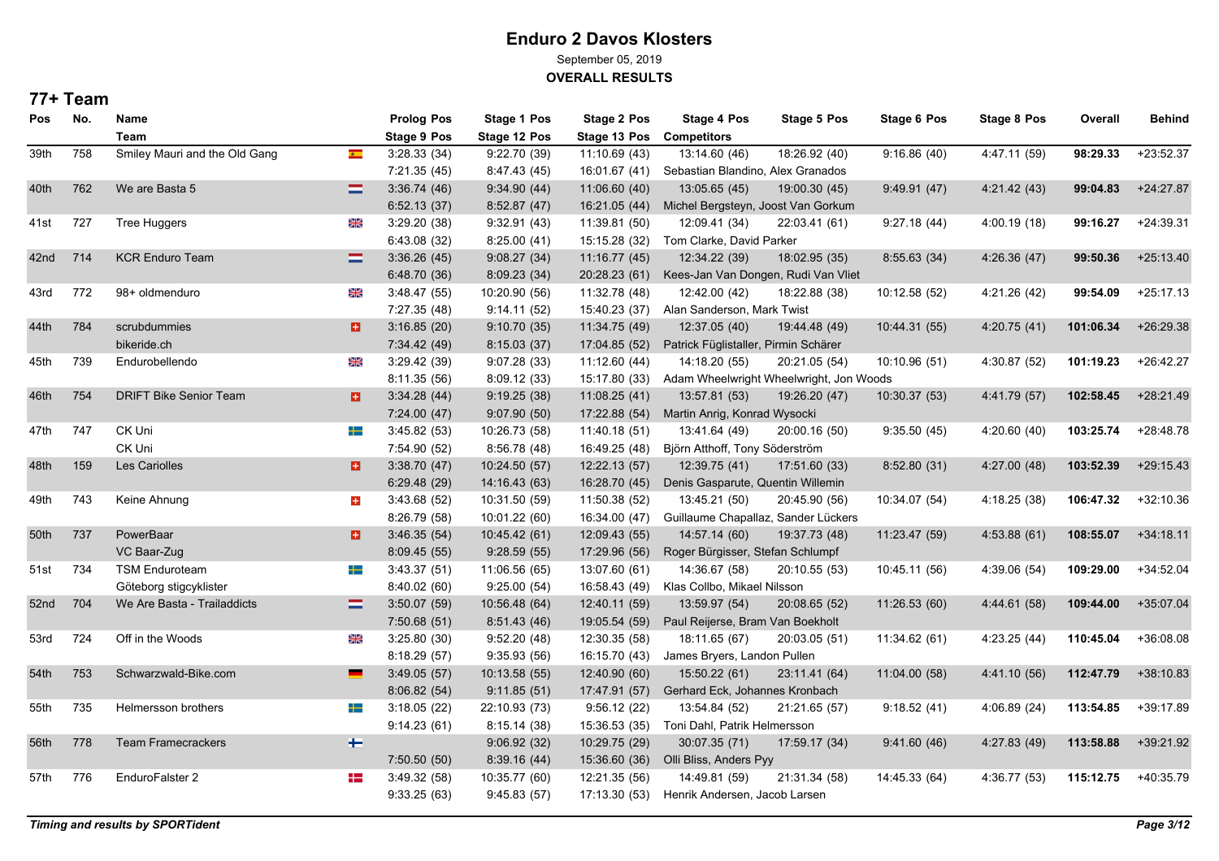# Enduro 2 Davos Klosters

September 05, 2019

**OVERALL RESULTS**

## 77+ Team

| Pos | No. | Name / Team | Nat | Prolog Pos / Stage 9 Pos | Stage 1 Pos / Stage 12 Pos | Stage 2 Pos / Stage 13 Pos | Stage 4 Pos / Competitors | Stage 5 Pos | Stage 6 Pos | Stage 8 Pos | Overall | Behind |
|---|---|---|---|---|---|---|---|---|---|---|---|---|
| 39th | 758 | Smiley Mauri and the Old Gang | ESP | 3:28.33 (34) | 9:22.70 (39) | 11:10.69 (43) | 13:14.60 (46) | 18:26.92 (40) | 9:16.86 (40) | 4:47.11 (59) | **98:29.33** | +23:52.37 |
| | | | | 7:21.35 (45) | 8:47.43 (45) | 16:01.67 (41) | Sebastian Blandino, Alex Granados | | | | | |
| 40th | 762 | We are Basta 5 | NED | 3:36.74 (46) | 9:34.90 (44) | 11:06.60 (40) | 13:05.65 (45) | 19:00.30 (45) | 9:49.91 (47) | 4:21.42 (43) | **99:04.83** | +24:27.87 |
| | | | | 6:52.13 (37) | 8:52.87 (47) | 16:21.05 (44) | Michel Bergsteyn, Joost Van Gorkum | | | | | |
| 41st | 727 | Tree Huggers | GBR | 3:29.20 (38) | 9:32.91 (43) | 11:39.81 (50) | 12:09.41 (34) | 22:03.41 (61) | 9:27.18 (44) | 4:00.19 (18) | **99:16.27** | +24:39.31 |
| | | | | 6:43.08 (32) | 8:25.00 (41) | 15:15.28 (32) | Tom Clarke, David Parker | | | | | |
| 42nd | 714 | KCR Enduro Team | NED | 3:36.26 (45) | 9:08.27 (34) | 11:16.77 (45) | 12:34.22 (39) | 18:02.95 (35) | 8:55.63 (34) | 4:26.36 (47) | **99:50.36** | +25:13.40 |
| | | | | 6:48.70 (36) | 8:09.23 (34) | 20:28.23 (61) | Kees-Jan Van Dongen, Rudi Van Vliet | | | | | |
| 43rd | 772 | 98+ oldmenduro | GBR | 3:48.47 (55) | 10:20.90 (56) | 11:32.78 (48) | 12:42.00 (42) | 18:22.88 (38) | 10:12.58 (52) | 4:21.26 (42) | **99:54.09** | +25:17.13 |
| | | | | 7:27.35 (48) | 9:14.11 (52) | 15:40.23 (37) | Alan Sanderson, Mark Twist | | | | | |
| 44th | 784 | scrubdummies | SUI | 3:16.85 (20) | 9:10.70 (35) | 11:34.75 (49) | 12:37.05 (40) | 19:44.48 (49) | 10:44.31 (55) | 4:20.75 (41) | **101:06.34** | +26:29.38 |
| | | bikeride.ch | | 7:34.42 (49) | 8:15.03 (37) | 17:04.85 (52) | Patrick Füglistaller, Pirmin Schärer | | | | | |
| 45th | 739 | Endurobellendo | GBR | 3:29.42 (39) | 9:07.28 (33) | 11:12.60 (44) | 14:18.20 (55) | 20:21.05 (54) | 10:10.96 (51) | 4:30.87 (52) | **101:19.23** | +26:42.27 |
| | | | | 8:11.35 (56) | 8:09.12 (33) | 15:17.80 (33) | Adam Wheelwright Wheelwright, Jon Woods | | | | | |
| 46th | 754 | DRIFT Bike Senior Team | SUI | 3:34.28 (44) | 9:19.25 (38) | 11:08.25 (41) | 13:57.81 (53) | 19:26.20 (47) | 10:30.37 (53) | 4:41.79 (57) | **102:58.45** | +28:21.49 |
| | | | | 7:24.00 (47) | 9:07.90 (50) | 17:22.88 (54) | Martin Anrig, Konrad Wysocki | | | | | |
| 47th | 747 | CK Uni | SWE | 3:45.82 (53) | 10:26.73 (58) | 11:40.18 (51) | 13:41.64 (49) | 20:00.16 (50) | 9:35.50 (45) | 4:20.60 (40) | **103:25.74** | +28:48.78 |
| | | CK Uni | | 7:54.90 (52) | 8:56.78 (48) | 16:49.25 (48) | Björn Atthoff, Tony Söderström | | | | | |
| 48th | 159 | Les Cariolles | SUI | 3:38.70 (47) | 10:24.50 (57) | 12:22.13 (57) | 12:39.75 (41) | 17:51.60 (33) | 8:52.80 (31) | 4:27.00 (48) | **103:52.39** | +29:15.43 |
| | | | | 6:29.48 (29) | 14:16.43 (63) | 16:28.70 (45) | Denis Gasparute, Quentin Willemin | | | | | |
| 49th | 743 | Keine Ahnung | SUI | 3:43.68 (52) | 10:31.50 (59) | 11:50.38 (52) | 13:45.21 (50) | 20:45.90 (56) | 10:34.07 (54) | 4:18.25 (38) | **106:47.32** | +32:10.36 |
| | | | | 8:26.79 (58) | 10:01.22 (60) | 16:34.00 (47) | Guillaume Chapallaz, Sander Lückers | | | | | |
| 50th | 737 | PowerBaar | SUI | 3:46.35 (54) | 10:45.42 (61) | 12:09.43 (55) | 14:57.14 (60) | 19:37.73 (48) | 11:23.47 (59) | 4:53.88 (61) | **108:55.07** | +34:18.11 |
| | | VC Baar-Zug | | 8:09.45 (55) | 9:28.59 (55) | 17:29.96 (56) | Roger Bürgisser, Stefan Schlumpf | | | | | |
| 51st | 734 | TSM Enduroteam | SWE | 3:43.37 (51) | 11:06.56 (65) | 13:07.60 (61) | 14:36.67 (58) | 20:10.55 (53) | 10:45.11 (56) | 4:39.06 (54) | **109:29.00** | +34:52.04 |
| | | Göteborg stigcyklister | | 8:40.02 (60) | 9:25.00 (54) | 16:58.43 (49) | Klas Collbo, Mikael Nilsson | | | | | |
| 52nd | 704 | We Are Basta - Trailaddicts | NED | 3:50.07 (59) | 10:56.48 (64) | 12:40.11 (59) | 13:59.97 (54) | 20:08.65 (52) | 11:26.53 (60) | 4:44.61 (58) | **109:44.00** | +35:07.04 |
| | | | | 7:50.68 (51) | 8:51.43 (46) | 19:05.54 (59) | Paul Reijerse, Bram Van Boekholt | | | | | |
| 53rd | 724 | Off in the Woods | GBR | 3:25.80 (30) | 9:52.20 (48) | 12:30.35 (58) | 18:11.65 (67) | 20:03.05 (51) | 11:34.62 (61) | 4:23.25 (44) | **110:45.04** | +36:08.08 |
| | | | | 8:18.29 (57) | 9:35.93 (56) | 16:15.70 (43) | James Bryers, Landon Pullen | | | | | |
| 54th | 753 | Schwarzwald-Bike.com | GER | 3:49.05 (57) | 10:13.58 (55) | 12:40.90 (60) | 15:50.22 (61) | 23:11.41 (64) | 11:04.00 (58) | 4:41.10 (56) | **112:47.79** | +38:10.83 |
| | | | | 8:06.82 (54) | 9:11.85 (51) | 17:47.91 (57) | Gerhard Eck, Johannes Kronbach | | | | | |
| 55th | 735 | Helmersson brothers | SWE | 3:18.05 (22) | 22:10.93 (73) | 9:56.12 (22) | 13:54.84 (52) | 21:21.65 (57) | 9:18.52 (41) | 4:06.89 (24) | **113:54.85** | +39:17.89 |
| | | | | 9:14.23 (61) | 8:15.14 (38) | 15:36.53 (35) | Toni Dahl, Patrik Helmersson | | | | | |
| 56th | 778 | Team Framecrackers | FIN | | 9:06.92 (32) | 10:29.75 (29) | 30:07.35 (71) | 17:59.17 (34) | 9:41.60 (46) | 4:27.83 (49) | **113:58.88** | +39:21.92 |
| | | | | 7:50.50 (50) | 8:39.16 (44) | 15:36.60 (36) | Olli Bliss, Anders Pyy | | | | | |
| 57th | 776 | EnduroFalster 2 | DEN | 3:49.32 (58) | 10:35.77 (60) | 12:21.25 (56) | 14:49.81 (59) | 21:31.34 (58) | 14:45.33 (64) | 4:36.77 (53) | **115:12.75** | +40:35.79 |
| | | | | 9:33.25 (63) | 9:45.83 (57) | 17:13.30 (53) | Henrik Andersen, Jacob Larsen | | | | | |

*Timing and results by SPORTident*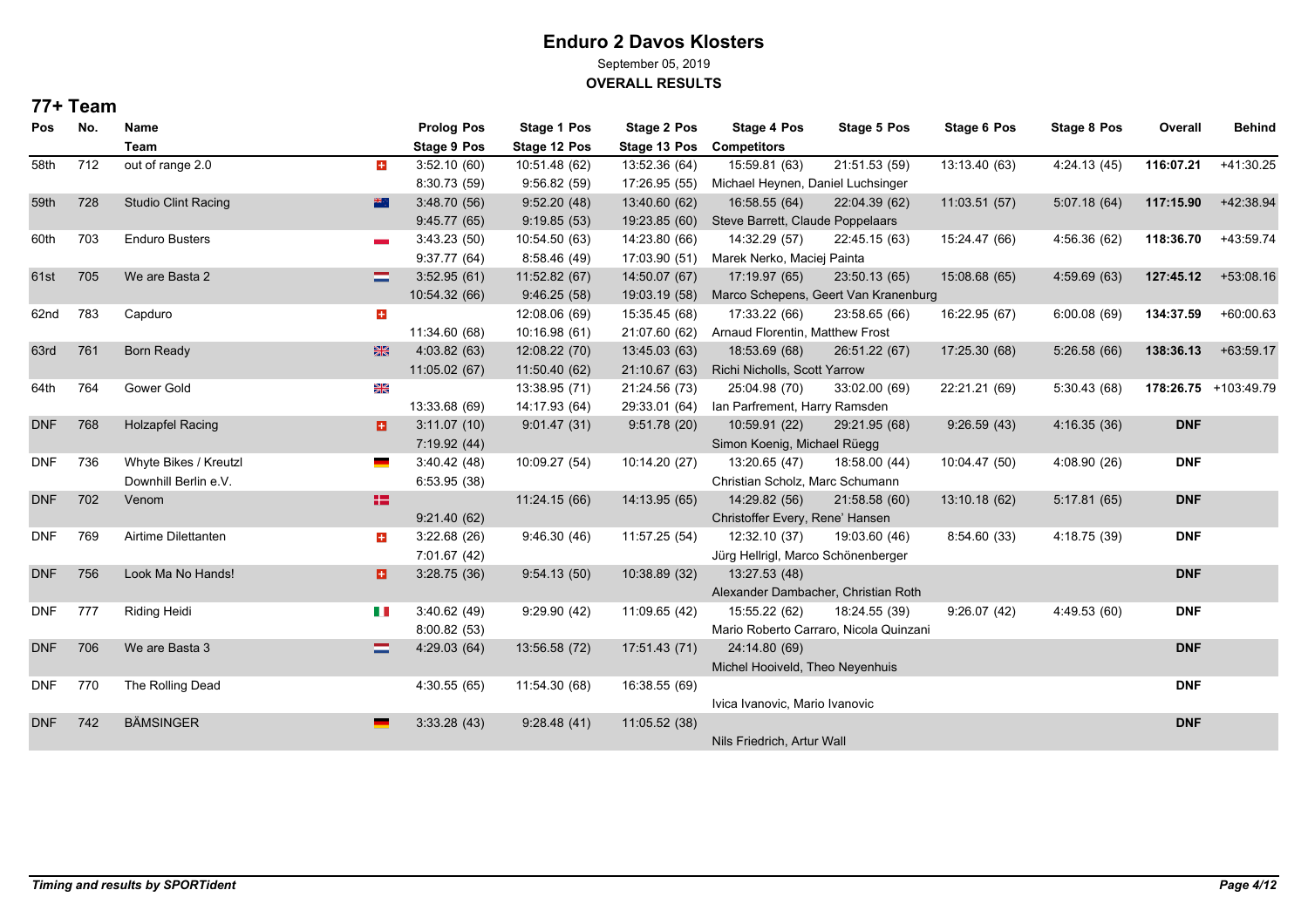# Enduro 2 Davos Klosters

September 05, 2019

**OVERALL RESULTS**

## 77+ Team

| Pos | No. | Name / Team | Nat | Prolog Pos / Stage 9 Pos | Stage 1 Pos / Stage 12 Pos | Stage 2 Pos / Stage 13 Pos | Stage 4 Pos / Competitors | Stage 5 Pos | Stage 6 Pos | Stage 8 Pos | Overall | Behind |
|---|---|---|---|---|---|---|---|---|---|---|---|---|
| 58th | 712 | out of range 2.0 | SUI | 3:52.10 (60) | 10:51.48 (62) | 13:52.36 (64) | 15:59.81 (63) | 21:51.53 (59) | 13:13.40 (63) | 4:24.13 (45) | **116:07.21** | +41:30.25 |
| | | | | 8:30.73 (59) | 9:56.82 (59) | 17:26.95 (55) | Michael Heynen, Daniel Luchsinger | | | | | |
| 59th | 728 | Studio Clint Racing | NZL | 3:48.70 (56) | 9:52.20 (48) | 13:40.60 (62) | 16:58.55 (64) | 22:04.39 (62) | 11:03.51 (57) | 5:07.18 (64) | **117:15.90** | +42:38.94 |
| | | | | 9:45.77 (65) | 9:19.85 (53) | 19:23.85 (60) | Steve Barrett, Claude Poppelaars | | | | | |
| 60th | 703 | Enduro Busters | POL | 3:43.23 (50) | 10:54.50 (63) | 14:23.80 (66) | 14:32.29 (57) | 22:45.15 (63) | 15:24.47 (66) | 4:56.36 (62) | **118:36.70** | +43:59.74 |
| | | | | 9:37.77 (64) | 8:58.46 (49) | 17:03.90 (51) | Marek Nerko, Maciej Painta | | | | | |
| 61st | 705 | We are Basta 2 | NED | 3:52.95 (61) | 11:52.82 (67) | 14:50.07 (67) | 17:19.97 (65) | 23:50.13 (65) | 15:08.68 (65) | 4:59.69 (63) | **127:45.12** | +53:08.16 |
| | | | | 10:54.32 (66) | 9:46.25 (58) | 19:03.19 (58) | Marco Schepens, Geert Van Kranenburg | | | | | |
| 62nd | 783 | Capduro | SUI | | 12:08.06 (69) | 15:35.45 (68) | 17:33.22 (66) | 23:58.65 (66) | 16:22.95 (67) | 6:00.08 (69) | **134:37.59** | +60:00.63 |
| | | | | 11:34.60 (68) | 10:16.98 (61) | 21:07.60 (62) | Arnaud Florentin, Matthew Frost | | | | | |
| 63rd | 761 | Born Ready | GBR | 4:03.82 (63) | 12:08.22 (70) | 13:45.03 (63) | 18:53.69 (68) | 26:51.22 (67) | 17:25.30 (68) | 5:26.58 (66) | **138:36.13** | +63:59.17 |
| | | | | 11:05.02 (67) | 11:50.40 (62) | 21:10.67 (63) | Richi Nicholls, Scott Yarrow | | | | | |
| 64th | 764 | Gower Gold | GBR | | 13:38.95 (71) | 21:24.56 (73) | 25:04.98 (70) | 33:02.00 (69) | 22:21.21 (69) | 5:30.43 (68) | **178:26.75** | +103:49.79 |
| | | | | 13:33.68 (69) | 14:17.93 (64) | 29:33.01 (64) | Ian Parfrement, Harry Ramsden | | | | | |
| DNF | 768 | Holzapfel Racing | SUI | 3:11.07 (10) | 9:01.47 (31) | 9:51.78 (20) | 10:59.91 (22) | 29:21.95 (68) | 9:26.59 (43) | 4:16.35 (36) | **DNF** | |
| | | | | 7:19.92 (44) | | | Simon Koenig, Michael Rüegg | | | | | |
| DNF | 736 | Whyte Bikes / Kreutzl Downhill Berlin e.V. | GER | 3:40.42 (48) | 10:09.27 (54) | 10:14.20 (27) | 13:20.65 (47) | 18:58.00 (44) | 10:04.47 (50) | 4:08.90 (26) | **DNF** | |
| | | | | 6:53.95 (38) | | | Christian Scholz, Marc Schumann | | | | | |
| DNF | 702 | Venom | DEN | | 11:24.15 (66) | 14:13.95 (65) | 14:29.82 (56) | 21:58.58 (60) | 13:10.18 (62) | 5:17.81 (65) | **DNF** | |
| | | | | 9:21.40 (62) | | | Christoffer Every, Rene' Hansen | | | | | |
| DNF | 769 | Airtime Dilettanten | SUI | 3:22.68 (26) | 9:46.30 (46) | 11:57.25 (54) | 12:32.10 (37) | 19:03.60 (46) | 8:54.60 (33) | 4:18.75 (39) | **DNF** | |
| | | | | 7:01.67 (42) | | | Jürg Hellrigl, Marco Schönenberger | | | | | |
| DNF | 756 | Look Ma No Hands! | SUI | 3:28.75 (36) | 9:54.13 (50) | 10:38.89 (32) | 13:27.53 (48) | | | | **DNF** | |
| | | | | | | | Alexander Dambacher, Christian Roth | | | | | |
| DNF | 777 | Riding Heidi | ITA | 3:40.62 (49) | 9:29.90 (42) | 11:09.65 (42) | 15:55.22 (62) | 18:24.55 (39) | 9:26.07 (42) | 4:49.53 (60) | **DNF** | |
| | | | | 8:00.82 (53) | | | Mario Roberto Carraro, Nicola Quinzani | | | | | |
| DNF | 706 | We are Basta 3 | NED | 4:29.03 (64) | 13:56.58 (72) | 17:51.43 (71) | 24:14.80 (69) | | | | **DNF** | |
| | | | | | | | Michel Hooiveld, Theo Neyenhuis | | | | | |
| DNF | 770 | The Rolling Dead | | 4:30.55 (65) | 11:54.30 (68) | 16:38.55 (69) | | | | | **DNF** | |
| | | | | | | | Ivica Ivanovic, Mario Ivanovic | | | | | |
| DNF | 742 | BÄMSINGER | GER | 3:33.28 (43) | 9:28.48 (41) | 11:05.52 (38) | | | | | **DNF** | |
| | | | | | | | Nils Friedrich, Artur Wall | | | | | |

*Timing and results by SPORTident*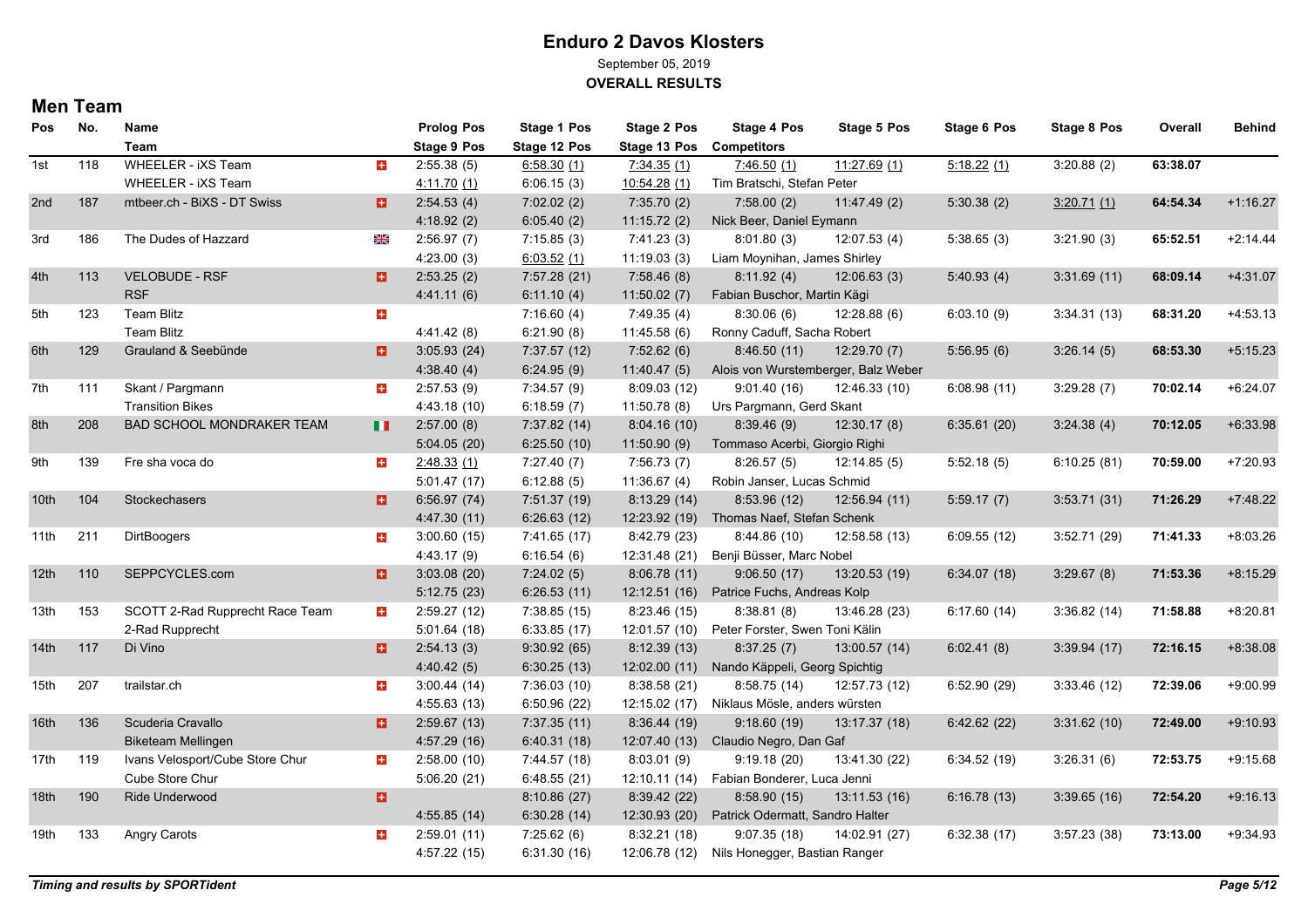# Enduro 2 Davos Klosters

September 05, 2019

**OVERALL RESULTS**

## Men Team

| Pos | No. | Name / Team | | Prolog Pos / Stage 9 Pos | Stage 1 Pos / Stage 12 Pos | Stage 2 Pos / Stage 13 Pos | Stage 4 Pos / Competitors | Stage 5 Pos | Stage 6 Pos | Stage 8 Pos | Overall | Behind |
|---|---|---|---|---|---|---|---|---|---|---|---|---|
| 1st | 118 | WHEELER - iXS Team | SUI | 2:55.38 (5) | 6:58.30 (1) | 7:34.35 (1) | 7:46.50 (1) | 11:27.69 (1) | 5:18.22 (1) | 3:20.88 (2) | **63:38.07** | |
| | | WHEELER - iXS Team | | 4:11.70 (1) | 6:06.15 (3) | 10:54.28 (1) | Tim Bratschi, Stefan Peter | | | | | |
| 2nd | 187 | mtbeer.ch - BiXS - DT Swiss | SUI | 2:54.53 (4) | 7:02.02 (2) | 7:35.70 (2) | 7:58.00 (2) | 11:47.49 (2) | 5:30.38 (2) | 3:20.71 (1) | **64:54.34** | +1:16.27 |
| | | | | 4:18.92 (2) | 6:05.40 (2) | 11:15.72 (2) | Nick Beer, Daniel Eymann | | | | | |
| 3rd | 186 | The Dudes of Hazzard | GBR | 2:56.97 (7) | 7:15.85 (3) | 7:41.23 (3) | 8:01.80 (3) | 12:07.53 (4) | 5:38.65 (3) | 3:21.90 (3) | **65:52.51** | +2:14.44 |
| | | | | 4:23.00 (3) | 6:03.52 (1) | 11:19.03 (3) | Liam Moynihan, James Shirley | | | | | |
| 4th | 113 | VELOBUDE - RSF | SUI | 2:53.25 (2) | 7:57.28 (21) | 7:58.46 (8) | 8:11.92 (4) | 12:06.63 (3) | 5:40.93 (4) | 3:31.69 (11) | **68:09.14** | +4:31.07 |
| | | RSF | | 4:41.11 (6) | 6:11.10 (4) | 11:50.02 (7) | Fabian Buschor, Martin Kägi | | | | | |
| 5th | 123 | Team Blitz | SUI | | 7:16.60 (4) | 7:49.35 (4) | 8:30.06 (6) | 12:28.88 (6) | 6:03.10 (9) | 3:34.31 (13) | **68:31.20** | +4:53.13 |
| | | Team Blitz | | 4:41.42 (8) | 6:21.90 (8) | 11:45.58 (6) | Ronny Caduff, Sacha Robert | | | | | |
| 6th | 129 | Grauland & Seebünde | SUI | 3:05.93 (24) | 7:37.57 (12) | 7:52.62 (6) | 8:46.50 (11) | 12:29.70 (7) | 5:56.95 (6) | 3:26.14 (5) | **68:53.30** | +5:15.23 |
| | | | | 4:38.40 (4) | 6:24.95 (9) | 11:40.47 (5) | Alois von Wurstemberger, Balz Weber | | | | | |
| 7th | 111 | Skant / Pargmann | SUI | 2:57.53 (9) | 7:34.57 (9) | 8:09.03 (12) | 9:01.40 (16) | 12:46.33 (10) | 6:08.98 (11) | 3:29.28 (7) | **70:02.14** | +6:24.07 |
| | | Transition Bikes | | 4:43.18 (10) | 6:18.59 (7) | 11:50.78 (8) | Urs Pargmann, Gerd Skant | | | | | |
| 8th | 208 | BAD SCHOOL MONDRAKER TEAM | ITA | 2:57.00 (8) | 7:37.82 (14) | 8:04.16 (10) | 8:39.46 (9) | 12:30.17 (8) | 6:35.61 (20) | 3:24.38 (4) | **70:12.05** | +6:33.98 |
| | | | | 5:04.05 (20) | 6:25.50 (10) | 11:50.90 (9) | Tommaso Acerbi, Giorgio Righi | | | | | |
| 9th | 139 | Fre sha voca do | SUI | 2:48.33 (1) | 7:27.40 (7) | 7:56.73 (7) | 8:26.57 (5) | 12:14.85 (5) | 5:52.18 (5) | 6:10.25 (81) | **70:59.00** | +7:20.93 |
| | | | | 5:01.47 (17) | 6:12.88 (5) | 11:36.67 (4) | Robin Janser, Lucas Schmid | | | | | |
| 10th | 104 | Stockechasers | SUI | 6:56.97 (74) | 7:51.37 (19) | 8:13.29 (14) | 8:53.96 (12) | 12:56.94 (11) | 5:59.17 (7) | 3:53.71 (31) | **71:26.29** | +7:48.22 |
| | | | | 4:47.30 (11) | 6:26.63 (12) | 12:23.92 (19) | Thomas Naef, Stefan Schenk | | | | | |
| 11th | 211 | DirtBoogers | SUI | 3:00.60 (15) | 7:41.65 (17) | 8:42.79 (23) | 8:44.86 (10) | 12:58.58 (13) | 6:09.55 (12) | 3:52.71 (29) | **71:41.33** | +8:03.26 |
| | | | | 4:43.17 (9) | 6:16.54 (6) | 12:31.48 (21) | Benji Büsser, Marc Nobel | | | | | |
| 12th | 110 | SEPPCYCLES.com | SUI | 3:03.08 (20) | 7:24.02 (5) | 8:06.78 (11) | 9:06.50 (17) | 13:20.53 (19) | 6:34.07 (18) | 3:29.67 (8) | **71:53.36** | +8:15.29 |
| | | | | 5:12.75 (23) | 6:26.53 (11) | 12:12.51 (16) | Patrice Fuchs, Andreas Kolp | | | | | |
| 13th | 153 | SCOTT 2-Rad Rupprecht Race Team | SUI | 2:59.27 (12) | 7:38.85 (15) | 8:23.46 (15) | 8:38.81 (8) | 13:46.28 (23) | 6:17.60 (14) | 3:36.82 (14) | **71:58.88** | +8:20.81 |
| | | 2-Rad Rupprecht | | 5:01.64 (18) | 6:33.85 (17) | 12:01.57 (10) | Peter Forster, Swen Toni Kälin | | | | | |
| 14th | 117 | Di Vino | SUI | 2:54.13 (3) | 9:30.92 (65) | 8:12.39 (13) | 8:37.25 (7) | 13:00.57 (14) | 6:02.41 (8) | 3:39.94 (17) | **72:16.15** | +8:38.08 |
| | | | | 4:40.42 (5) | 6:30.25 (13) | 12:02.00 (11) | Nando Käppeli, Georg Spichtig | | | | | |
| 15th | 207 | trailstar.ch | SUI | 3:00.44 (14) | 7:36.03 (10) | 8:38.58 (21) | 8:58.75 (14) | 12:57.73 (12) | 6:52.90 (29) | 3:33.46 (12) | **72:39.06** | +9:00.99 |
| | | | | 4:55.63 (13) | 6:50.96 (22) | 12:15.02 (17) | Niklaus Mösle, anders würsten | | | | | |
| 16th | 136 | Scuderia Cravallo | SUI | 2:59.67 (13) | 7:37.35 (11) | 8:36.44 (19) | 9:18.60 (19) | 13:17.37 (18) | 6:42.62 (22) | 3:31.62 (10) | **72:49.00** | +9:10.93 |
| | | Biketeam Mellingen | | 4:57.29 (16) | 6:40.31 (18) | 12:07.40 (13) | Claudio Negro, Dan Gaf | | | | | |
| 17th | 119 | Ivans Velosport/Cube Store Chur | SUI | 2:58.00 (10) | 7:44.57 (18) | 8:03.01 (9) | 9:19.18 (20) | 13:41.30 (22) | 6:34.52 (19) | 3:26.31 (6) | **72:53.75** | +9:15.68 |
| | | Cube Store Chur | | 5:06.20 (21) | 6:48.55 (21) | 12:10.11 (14) | Fabian Bonderer, Luca Jenni | | | | | |
| 18th | 190 | Ride Underwood | SUI | | 8:10.86 (27) | 8:39.42 (22) | 8:58.90 (15) | 13:11.53 (16) | 6:16.78 (13) | 3:39.65 (16) | **72:54.20** | +9:16.13 |
| | | | | 4:55.85 (14) | 6:30.28 (14) | 12:30.93 (20) | Patrick Odermatt, Sandro Halter | | | | | |
| 19th | 133 | Angry Carots | SUI | 2:59.01 (11) | 7:25.62 (6) | 8:32.21 (18) | 9:07.35 (18) | 14:02.91 (27) | 6:32.38 (17) | 3:57.23 (38) | **73:13.00** | +9:34.93 |
| | | | | 4:57.22 (15) | 6:31.30 (16) | 12:06.78 (12) | Nils Honegger, Bastian Ranger | | | | | |

*Timing and results by SPORTident*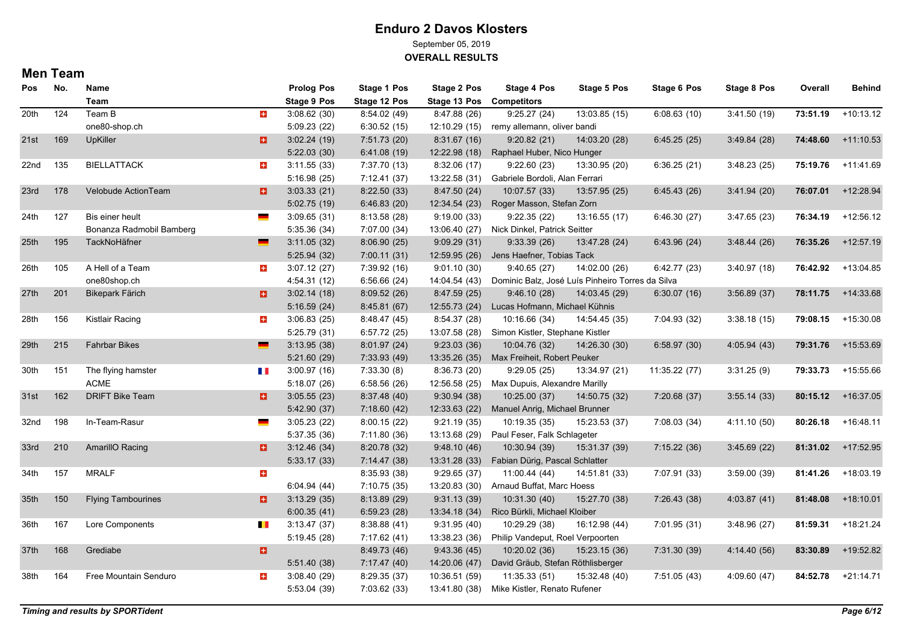# Enduro 2 Davos Klosters

September 05, 2019

**OVERALL RESULTS**

## Men Team

| Pos | No. | Name / Team | Nat | Prolog Pos / Stage 9 Pos | Stage 1 Pos / Stage 12 Pos | Stage 2 Pos / Stage 13 Pos | Stage 4 Pos / Competitors | Stage 5 Pos | Stage 6 Pos | Stage 8 Pos | Overall | Behind |
|---|---|---|---|---|---|---|---|---|---|---|---|---|
| 20th | 124 | Team B | SUI | 3:08.62 (30) | 8:54.02 (49) | 8:47.88 (26) | 9:25.27 (24) | 13:03.85 (15) | 6:08.63 (10) | 3:41.50 (19) | **73:51.19** | +10:13.12 |
| | | one80-shop.ch | | 5:09.23 (22) | 6:30.52 (15) | 12:10.29 (15) | remy allemann, oliver bandi | | | | | |
| 21st | 169 | UpKiller | SUI | 3:02.24 (19) | 7:51.73 (20) | 8:31.67 (16) | 9:20.82 (21) | 14:03.20 (28) | 6:45.25 (25) | 3:49.84 (28) | **74:48.60** | +11:10.53 |
| | | | | 5:22.03 (30) | 6:41.08 (19) | 12:22.98 (18) | Raphael Huber, Nico Hunger | | | | | |
| 22nd | 135 | BIELLATTACK | SUI | 3:11.55 (33) | 7:37.70 (13) | 8:32.06 (17) | 9:22.60 (23) | 13:30.95 (20) | 6:36.25 (21) | 3:48.23 (25) | **75:19.76** | +11:41.69 |
| | | | | 5:16.98 (25) | 7:12.41 (37) | 13:22.58 (31) | Gabriele Bordoli, Alan Ferrari | | | | | |
| 23rd | 178 | Velobude ActionTeam | SUI | 3:03.33 (21) | 8:22.50 (33) | 8:47.50 (24) | 10:07.57 (33) | 13:57.95 (25) | 6:45.43 (26) | 3:41.94 (20) | **76:07.01** | +12:28.94 |
| | | | | 5:02.75 (19) | 6:46.83 (20) | 12:34.54 (23) | Roger Masson, Stefan Zorn | | | | | |
| 24th | 127 | Bis einer heult | GER | 3:09.65 (31) | 8:13.58 (28) | 9:19.00 (33) | 9:22.35 (22) | 13:16.55 (17) | 6:46.30 (27) | 3:47.65 (23) | **76:34.19** | +12:56.12 |
| | | Bonanza Radmobil Bamberg | | 5:35.36 (34) | 7:07.00 (34) | 13:06.40 (27) | Nick Dinkel, Patrick Seitter | | | | | |
| 25th | 195 | TackNoHäfner | GER | 3:11.05 (32) | 8:06.90 (25) | 9:09.29 (31) | 9:33.39 (26) | 13:47.28 (24) | 6:43.96 (24) | 3:48.44 (26) | **76:35.26** | +12:57.19 |
| | | | | 5:25.94 (32) | 7:00.11 (31) | 12:59.95 (26) | Jens Haefner, Tobias Tack | | | | | |
| 26th | 105 | A Hell of a Team | SUI | 3:07.12 (27) | 7:39.92 (16) | 9:01.10 (30) | 9:40.65 (27) | 14:02.00 (26) | 6:42.77 (23) | 3:40.97 (18) | **76:42.92** | +13:04.85 |
| | | one80shop.ch | | 4:54.31 (12) | 6:56.66 (24) | 14:04.54 (43) | Dominic Balz, José Luís Pinheiro Torres da Silva | | | | | |
| 27th | 201 | Bikepark Färich | SUI | 3:02.14 (18) | 8:09.52 (26) | 8:47.59 (25) | 9:46.10 (28) | 14:03.45 (29) | 6:30.07 (16) | 3:56.89 (37) | **78:11.75** | +14:33.68 |
| | | | | 5:16.59 (24) | 8:45.81 (67) | 12:55.73 (24) | Lucas Hofmann, Michael Kühnis | | | | | |
| 28th | 156 | Kistlair Racing | SUI | 3:06.83 (25) | 8:48.47 (45) | 8:54.37 (28) | 10:16.66 (34) | 14:54.45 (35) | 7:04.93 (32) | 3:38.18 (15) | **79:08.15** | +15:30.08 |
| | | | | 5:25.79 (31) | 6:57.72 (25) | 13:07.58 (28) | Simon Kistler, Stephane Kistler | | | | | |
| 29th | 215 | Fahrbar Bikes | GER | 3:13.95 (38) | 8:01.97 (24) | 9:23.03 (36) | 10:04.76 (32) | 14:26.30 (30) | 6:58.97 (30) | 4:05.94 (43) | **79:31.76** | +15:53.69 |
| | | | | 5:21.60 (29) | 7:33.93 (49) | 13:35.26 (35) | Max Freiheit, Robert Peuker | | | | | |
| 30th | 151 | The flying hamster | FRA | 3:00.97 (16) | 7:33.30 (8) | 8:36.73 (20) | 9:29.05 (25) | 13:34.97 (21) | 11:35.22 (77) | 3:31.25 (9) | **79:33.73** | +15:55.66 |
| | | ACME | | 5:18.07 (26) | 6:58.56 (26) | 12:56.58 (25) | Max Dupuis, Alexandre Marilly | | | | | |
| 31st | 162 | DRIFT Bike Team | SUI | 3:05.55 (23) | 8:37.48 (40) | 9:30.94 (38) | 10:25.00 (37) | 14:50.75 (32) | 7:20.68 (37) | 3:55.14 (33) | **80:15.12** | +16:37.05 |
| | | | | 5:42.90 (37) | 7:18.60 (42) | 12:33.63 (22) | Manuel Anrig, Michael Brunner | | | | | |
| 32nd | 198 | In-Team-Rasur | GER | 3:05.23 (22) | 8:00.15 (22) | 9:21.19 (35) | 10:19.35 (35) | 15:23.53 (37) | 7:08.03 (34) | 4:11.10 (50) | **80:26.18** | +16:48.11 |
| | | | | 5:37.35 (36) | 7:11.80 (36) | 13:13.68 (29) | Paul Feser, Falk Schlageter | | | | | |
| 33rd | 210 | AmarillO Racing | SUI | 3:12.46 (34) | 8:20.78 (32) | 9:48.10 (46) | 10:30.94 (39) | 15:31.37 (39) | 7:15.22 (36) | 3:45.69 (22) | **81:31.02** | +17:52.95 |
| | | | | 5:33.17 (33) | 7:14.47 (38) | 13:31.28 (33) | Fabian Dürig, Pascal Schlatter | | | | | |
| 34th | 157 | MRALF | SUI | | 8:35.93 (38) | 9:29.65 (37) | 11:00.44 (44) | 14:51.81 (33) | 7:07.91 (33) | 3:59.00 (39) | **81:41.26** | +18:03.19 |
| | | | | 6:04.94 (44) | 7:10.75 (35) | 13:20.83 (30) | Arnaud Buffat, Marc Hoess | | | | | |
| 35th | 150 | Flying Tambourines | SUI | 3:13.29 (35) | 8:13.89 (29) | 9:31.13 (39) | 10:31.30 (40) | 15:27.70 (38) | 7:26.43 (38) | 4:03.87 (41) | **81:48.08** | +18:10.01 |
| | | | | 6:00.35 (41) | 6:59.23 (28) | 13:34.18 (34) | Rico Bürkli, Michael Kloiber | | | | | |
| 36th | 167 | Lore Components | BEL | 3:13.47 (37) | 8:38.88 (41) | 9:31.95 (40) | 10:29.29 (38) | 16:12.98 (44) | 7:01.95 (31) | 3:48.96 (27) | **81:59.31** | +18:21.24 |
| | | | | 5:19.45 (28) | 7:17.62 (41) | 13:38.23 (36) | Philip Vandeput, Roel Verpoorten | | | | | |
| 37th | 168 | Grediabe | SUI | | 8:49.73 (46) | 9:43.36 (45) | 10:20.02 (36) | 15:23.15 (36) | 7:31.30 (39) | 4:14.40 (56) | **83:30.89** | +19:52.82 |
| | | | | 5:51.40 (38) | 7:17.47 (40) | 14:20.06 (47) | David Gräub, Stefan Röthlisberger | | | | | |
| 38th | 164 | Free Mountain Senduro | SUI | 3:08.40 (29) | 8:29.35 (37) | 10:36.51 (59) | 11:35.33 (51) | 15:32.48 (40) | 7:51.05 (43) | 4:09.60 (47) | **84:52.78** | +21:14.71 |
| | | | | 5:53.04 (39) | 7:03.62 (33) | 13:41.80 (38) | Mike Kistler, Renato Rufener | | | | | |

*Timing and results by SPORTident*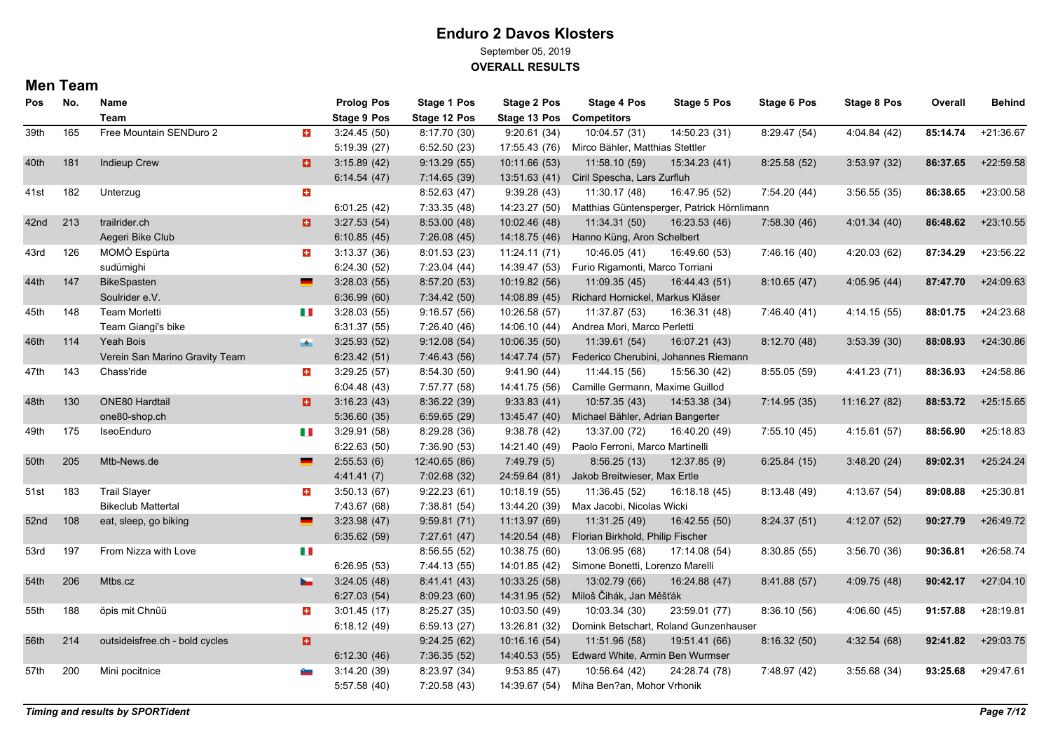# Enduro 2 Davos Klosters

September 05, 2019

**OVERALL RESULTS**

## Men Team

| Pos | No. | Name / Team | | Prolog Pos / Stage 9 Pos | Stage 1 Pos / Stage 12 Pos | Stage 2 Pos / Stage 13 Pos | Stage 4 Pos / Competitors | Stage 5 Pos | Stage 6 Pos | Stage 8 Pos | Overall | Behind |
|---|---|---|---|---|---|---|---|---|---|---|---|---|
| 39th | 165 | Free Mountain SENDuro 2 | SUI | 3:24.45 (50) | 8:17.70 (30) | 9:20.61 (34) | 10:04.57 (31) | 14:50.23 (31) | 8:29.47 (54) | 4:04.84 (42) | **85:14.74** | +21:36.67 |
| | | | | 5:19.39 (27) | 6:52.50 (23) | 17:55.43 (76) | Mirco Bähler, Matthias Stettler | | | | | |
| 40th | 181 | Indieup Crew | SUI | 3:15.89 (42) | 9:13.29 (55) | 10:11.66 (53) | 11:58.10 (59) | 15:34.23 (41) | 8:25.58 (52) | 3:53.97 (32) | **86:37.65** | +22:59.58 |
| | | | | 6:14.54 (47) | 7:14.65 (39) | 13:51.63 (41) | Ciril Spescha, Lars Zurfluh | | | | | |
| 41st | 182 | Unterzug | SUI | | 8:52.63 (47) | 9:39.28 (43) | 11:30.17 (48) | 16:47.95 (52) | 7:54.20 (44) | 3:56.55 (35) | **86:38.65** | +23:00.58 |
| | | | | 6:01.25 (42) | 7:33.35 (48) | 14:23.27 (50) | Matthias Güntensperger, Patrick Hörnlimann | | | | | |
| 42nd | 213 | trailrider.ch | SUI | 3:27.53 (54) | 8:53.00 (48) | 10:02.46 (48) | 11:34.31 (50) | 16:23.53 (46) | 7:58.30 (46) | 4:01.34 (40) | **86:48.62** | +23:10.55 |
| | | Aegeri Bike Club | | 6:10.85 (45) | 7:26.08 (45) | 14:18.75 (46) | Hanno Küng, Aron Schelbert | | | | | |
| 43rd | 126 | MOMÒ Espürta | SUI | 3:13.37 (36) | 8:01.53 (23) | 11:24.11 (71) | 10:46.05 (41) | 16:49.60 (53) | 7:46.16 (40) | 4:20.03 (62) | **87:34.29** | +23:56.22 |
| | | sudümighi | | 6:24.30 (52) | 7:23.04 (44) | 14:39.47 (53) | Furio Rigamonti, Marco Torriani | | | | | |
| 44th | 147 | BikeSpasten | GER | 3:28.03 (55) | 8:57.20 (53) | 10:19.82 (56) | 11:09.35 (45) | 16:44.43 (51) | 8:10.65 (47) | 4:05.95 (44) | **87:47.70** | +24:09.63 |
| | | Soulrider e.V. | | 6:36.99 (60) | 7:34.42 (50) | 14:08.89 (45) | Richard Hornickel, Markus Kläser | | | | | |
| 45th | 148 | Team Morletti | ITA | 3:28.03 (55) | 9:16.57 (56) | 10:26.58 (57) | 11:37.87 (53) | 16:36.31 (48) | 7:46.40 (41) | 4:14.15 (55) | **88:01.75** | +24:23.68 |
| | | Team Giangi's bike | | 6:31.37 (55) | 7:26.40 (46) | 14:06.10 (44) | Andrea Mori, Marco Perletti | | | | | |
| 46th | 114 | Yeah Bois | SMR | 3:25.93 (52) | 9:12.08 (54) | 10:06.35 (50) | 11:39.61 (54) | 16:07.21 (43) | 8:12.70 (48) | 3:53.39 (30) | **88:08.93** | +24:30.86 |
| | | Verein San Marino Gravity Team | | 6:23.42 (51) | 7:46.43 (56) | 14:47.74 (57) | Federico Cherubini, Johannes Riemann | | | | | |
| 47th | 143 | Chass'ride | SUI | 3:29.25 (57) | 8:54.30 (50) | 9:41.90 (44) | 11:44.15 (56) | 15:56.30 (42) | 8:55.05 (59) | 4:41.23 (71) | **88:36.93** | +24:58.86 |
| | | | | 6:04.48 (43) | 7:57.77 (58) | 14:41.75 (56) | Camille Germann, Maxime Guillod | | | | | |
| 48th | 130 | ONE80 Hardtail | SUI | 3:16.23 (43) | 8:36.22 (39) | 9:33.83 (41) | 10:57.35 (43) | 14:53.38 (34) | 7:14.95 (35) | 11:16.27 (82) | **88:53.72** | +25:15.65 |
| | | one80-shop.ch | | 5:36.60 (35) | 6:59.65 (29) | 13:45.47 (40) | Michael Bähler, Adrian Bangerter | | | | | |
| 49th | 175 | IseoEnduro | ITA | 3:29.91 (58) | 8:29.28 (36) | 9:38.78 (42) | 13:37.00 (72) | 16:40.20 (49) | 7:55.10 (45) | 4:15.61 (57) | **88:56.90** | +25:18.83 |
| | | | | 6:22.63 (50) | 7:36.90 (53) | 14:21.40 (49) | Paolo Ferroni, Marco Martinelli | | | | | |
| 50th | 205 | Mtb-News.de | GER | 2:55.53 (6) | 12:40.65 (86) | 7:49.79 (5) | 8:56.25 (13) | 12:37.85 (9) | 6:25.84 (15) | 3:48.20 (24) | **89:02.31** | +25:24.24 |
| | | | | 4:41.41 (7) | 7:02.68 (32) | 24:59.64 (81) | Jakob Breitwieser, Max Ertle | | | | | |
| 51st | 183 | Trail Slayer | SUI | 3:50.13 (67) | 9:22.23 (61) | 10:18.19 (55) | 11:36.45 (52) | 16:18.18 (45) | 8:13.48 (49) | 4:13.67 (54) | **89:08.88** | +25:30.81 |
| | | Bikeclub Mattertal | | 7:43.67 (68) | 7:38.81 (54) | 13:44.20 (39) | Max Jacobi, Nicolas Wicki | | | | | |
| 52nd | 108 | eat, sleep, go biking | GER | 3:23.98 (47) | 9:59.81 (71) | 11:13.97 (69) | 11:31.25 (49) | 16:42.55 (50) | 8:24.37 (51) | 4:12.07 (52) | **90:27.79** | +26:49.72 |
| | | | | 6:35.62 (59) | 7:27.61 (47) | 14:20.54 (48) | Florian Birkhold, Philip Fischer | | | | | |
| 53rd | 197 | From Nizza with Love | ITA | | 8:56.55 (52) | 10:38.75 (60) | 13:06.95 (68) | 17:14.08 (54) | 8:30.85 (55) | 3:56.70 (36) | **90:36.81** | +26:58.74 |
| | | | | 6:26.95 (53) | 7:44.13 (55) | 14:01.85 (42) | Simone Bonetti, Lorenzo Marelli | | | | | |
| 54th | 206 | Mtbs.cz | CZE | 3:24.05 (48) | 8:41.41 (43) | 10:33.25 (58) | 13:02.79 (66) | 16:24.88 (47) | 8:41.88 (57) | 4:09.75 (48) | **90:42.17** | +27:04.10 |
| | | | | 6:27.03 (54) | 8:09.23 (60) | 14:31.95 (52) | Miloš Čihák, Jan Měšťák | | | | | |
| 55th | 188 | öpis mit Chnüü | SUI | 3:01.45 (17) | 8:25.27 (35) | 10:03.50 (49) | 10:03.34 (30) | 23:59.01 (77) | 8:36.10 (56) | 4:06.60 (45) | **91:57.88** | +28:19.81 |
| | | | | 6:18.12 (49) | 6:59.13 (27) | 13:26.81 (32) | Domink Betschart, Roland Gunzenhauser | | | | | |
| 56th | 214 | outsideisfree.ch - bold cycles | SUI | | 9:24.25 (62) | 10:16.16 (54) | 11:51.96 (58) | 19:51.41 (66) | 8:16.32 (50) | 4:32.54 (68) | **92:41.82** | +29:03.75 |
| | | | | 6:12.30 (46) | 7:36.35 (52) | 14:40.53 (55) | Edward White, Armin Ben Wurmser | | | | | |
| 57th | 200 | Mini pocitnice | SLO | 3:14.20 (39) | 8:23.97 (34) | 9:53.85 (47) | 10:56.64 (42) | 24:28.74 (78) | 7:48.97 (42) | 3:55.68 (34) | **93:25.68** | +29:47.61 |
| | | | | 5:57.58 (40) | 7:20.58 (43) | 14:39.67 (54) | Miha Ben?an, Mohor Vrhonik | | | | | |

*Timing and results by SPORTident*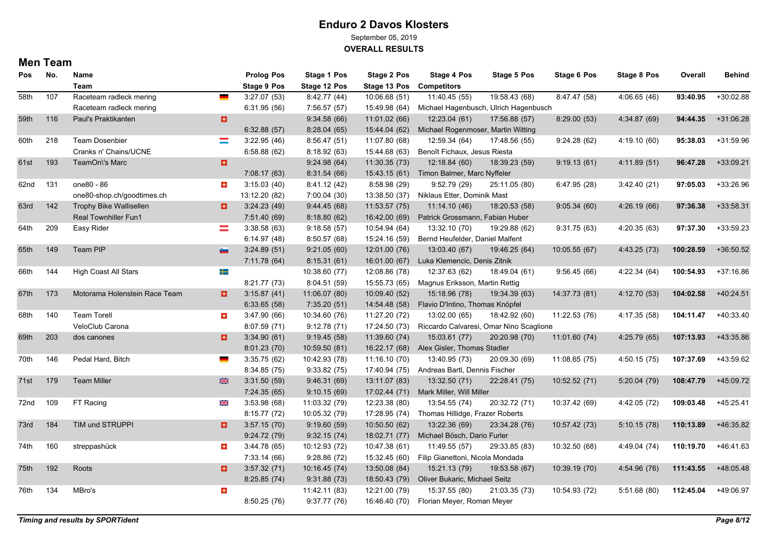# Enduro 2 Davos Klosters

September 05, 2019

**OVERALL RESULTS**

## Men Team

| Pos | No. | Name / Team | Nat | Prolog Pos / Stage 9 Pos | Stage 1 Pos / Stage 12 Pos | Stage 2 Pos / Stage 13 Pos | Stage 4 Pos / Competitors | Stage 5 Pos | Stage 6 Pos | Stage 8 Pos | Overall | Behind |
|---|---|---|---|---|---|---|---|---|---|---|---|---|
| 58th | 107 | Raceteam radleck mering | GER | 3:27.07 (53) | 8:42.77 (44) | 10:06.68 (51) | 11:40.45 (55) | 19:58.43 (68) | 8:47.47 (58) | 4:06.65 (46) | **93:40.95** | +30:02.88 |
| | | Raceteam radleck mering | | 6:31.95 (56) | 7:56.57 (57) | 15:49.98 (64) | Michael Hagenbusch, Ulrich Hagenbusch | | | | | |
| 59th | 116 | Paul's Praktikanten | SUI | | 9:34.58 (66) | 11:01.02 (66) | 12:23.04 (61) | 17:56.88 (57) | 8:29.00 (53) | 4:34.87 (69) | **94:44.35** | +31:06.28 |
| | | | | 6:32.88 (57) | 8:28.04 (65) | 15:44.04 (62) | Michael Rogenmoser, Martin Witting | | | | | |
| 60th | 218 | Team Dosenbier | LUX | 3:22.95 (46) | 8:56.47 (51) | 11:07.80 (68) | 12:59.34 (64) | 17:48.56 (55) | 9:24.28 (62) | 4:19.10 (60) | **95:38.03** | +31:59.96 |
| | | Cranks n' Chains/UCNE | | 6:58.88 (62) | 8:18.92 (63) | 15:44.68 (63) | Benoît Fichaux, Jesus Riesta | | | | | |
| 61st | 193 | TeamOn\'s Marc | SUI | | 9:24.98 (64) | 11:30.35 (73) | 12:18.84 (60) | 18:39.23 (59) | 9:19.13 (61) | 4:11.89 (51) | **96:47.28** | +33:09.21 |
| | | | | 7:08.17 (63) | 8:31.54 (66) | 15:43.15 (61) | Timon Balmer, Marc Nyffeler | | | | | |
| 62nd | 131 | one80 - 86 | SUI | 3:15.03 (40) | 8:41.12 (42) | 8:58.98 (29) | 9:52.79 (29) | 25:11.05 (80) | 6:47.95 (28) | 3:42.40 (21) | **97:05.03** | +33:26.96 |
| | | one80-shop.ch/goodtimes.ch | | 13:12.20 (82) | 7:00.04 (30) | 13:38.50 (37) | Niklaus Etter, Dominik Mast | | | | | |
| 63rd | 142 | Trophy Bike Wallisellen | SUI | 3:24.23 (49) | 9:44.45 (68) | 11:53.57 (75) | 11:14.10 (46) | 18:20.53 (58) | 9:05.34 (60) | 4:26.19 (66) | **97:36.38** | +33:58.31 |
| | | Real Townhiller Fun1 | | 7:51.40 (69) | 8:18.80 (62) | 16:42.00 (69) | Patrick Grossmann, Fabian Huber | | | | | |
| 64th | 209 | Easy Rider | AUT | 3:38.58 (63) | 9:18.58 (57) | 10:54.94 (64) | 13:32.10 (70) | 19:29.88 (62) | 9:31.75 (63) | 4:20.35 (63) | **97:37.30** | +33:59.23 |
| | | | | 6:14.97 (48) | 8:50.57 (68) | 15:24.16 (59) | Bernd Heufelder, Daniel Malfent | | | | | |
| 65th | 149 | Team PIP | SLO | 3:24.89 (51) | 9:21.05 (60) | 12:01.00 (76) | 13:03.40 (67) | 19:46.25 (64) | 10:05.55 (67) | 4:43.25 (73) | **100:28.59** | +36:50.52 |
| | | | | 7:11.78 (64) | 8:15.31 (61) | 16:01.00 (67) | Luka Klemencic, Denis Zitnik | | | | | |
| 66th | 144 | High Coast All Stars | SWE | | 10:38.60 (77) | 12:08.86 (78) | 12:37.63 (62) | 18:49.04 (61) | 9:56.45 (66) | 4:22.34 (64) | **100:54.93** | +37:16.86 |
| | | | | 8:21.77 (73) | 8:04.51 (59) | 15:55.73 (65) | Magnus Eriksson, Martin Rettig | | | | | |
| 67th | 173 | Motorama Holenstein Race Team | SUI | 3:15.87 (41) | 11:06.07 (80) | 10:09.40 (52) | 15:18.96 (78) | 19:34.39 (63) | 14:37.73 (81) | 4:12.70 (53) | **104:02.58** | +40:24.51 |
| | | | | 6:33.65 (58) | 7:35.20 (51) | 14:54.48 (58) | Flavio D'Intino, Thomas Knöpfel | | | | | |
| 68th | 140 | Team Torell | SUI | 3:47.90 (66) | 10:34.60 (76) | 11:27.20 (72) | 13:02.00 (65) | 18:42.92 (60) | 11:22.53 (76) | 4:17.35 (58) | **104:11.47** | +40:33.40 |
| | | VeloClub Carona | | 8:07.59 (71) | 9:12.78 (71) | 17:24.50 (73) | Riccardo Calvaresi, Omar Nino Scaglione | | | | | |
| 69th | 203 | dos canones | SUI | 3:34.90 (61) | 9:19.45 (58) | 11:39.60 (74) | 15:03.61 (77) | 20:20.98 (70) | 11:01.60 (74) | 4:25.79 (65) | **107:13.93** | +43:35.86 |
| | | | | 8:01.23 (70) | 10:59.50 (81) | 16:22.17 (68) | Alex Gisler, Thomas Stadler | | | | | |
| 70th | 146 | Pedal Hard, Bitch | GER | 3:35.75 (62) | 10:42.93 (78) | 11:16.10 (70) | 13:40.95 (73) | 20:09.30 (69) | 11:08.65 (75) | 4:50.15 (75) | **107:37.69** | +43:59.62 |
| | | | | 8:34.85 (75) | 9:33.82 (75) | 17:40.94 (75) | Andreas Bartl, Dennis Fischer | | | | | |
| 71st | 179 | Team Miller | GBR | 3:31.50 (59) | 9:46.31 (69) | 13:11.07 (83) | 13:32.50 (71) | 22:28.41 (75) | 10:52.52 (71) | 5:20.04 (79) | **108:47.79** | +45:09.72 |
| | | | | 7:24.35 (65) | 9:10.15 (69) | 17:02.44 (71) | Mark Miller, Will Miller | | | | | |
| 72nd | 109 | FT Racing | GBR | 3:53.98 (68) | 11:03.32 (79) | 12:23.38 (80) | 13:54.55 (74) | 20:32.72 (71) | 10:37.42 (69) | 4:42.05 (72) | **109:03.48** | +45:25.41 |
| | | | | 8:15.77 (72) | 10:05.32 (79) | 17:28.95 (74) | Thomas Hillidge, Frazer Roberts | | | | | |
| 73rd | 184 | TIM und STRUPPI | SUI | 3:57.15 (70) | 9:19.60 (59) | 10:50.50 (62) | 13:22.36 (69) | 23:34.28 (76) | 10:57.42 (73) | 5:10.15 (78) | **110:13.89** | +46:35.82 |
| | | | | 9:24.72 (79) | 9:32.15 (74) | 18:02.71 (77) | Michael Bösch, Dario Furler | | | | | |
| 74th | 160 | streppashück | SUI | 3:44.78 (65) | 10:12.93 (72) | 10:47.38 (61) | 11:49.55 (57) | 29:33.85 (83) | 10:32.50 (68) | 4:49.04 (74) | **110:19.70** | +46:41.63 |
| | | | | 7:33.14 (66) | 9:28.86 (72) | 15:32.45 (60) | Filip Gianettoni, Nicola Mondada | | | | | |
| 75th | 192 | Roots | SUI | 3:57.32 (71) | 10:16.45 (74) | 13:50.08 (84) | 15:21.13 (79) | 19:53.58 (67) | 10:39.19 (70) | 4:54.96 (76) | **111:43.55** | +48:05.48 |
| | | | | 8:25.85 (74) | 9:31.88 (73) | 18:50.43 (79) | Oliver Bukaric, Michael Seitz | | | | | |
| 76th | 134 | MBro's | SUI | | 11:42.11 (83) | 12:21.00 (79) | 15:37.55 (80) | 21:03.35 (73) | 10:54.93 (72) | 5:51.68 (80) | **112:45.04** | +49:06.97 |
| | | | | 8:50.25 (76) | 9:37.77 (76) | 16:46.40 (70) | Florian Meyer, Roman Meyer | | | | | |

***Timing and results by SPORTident***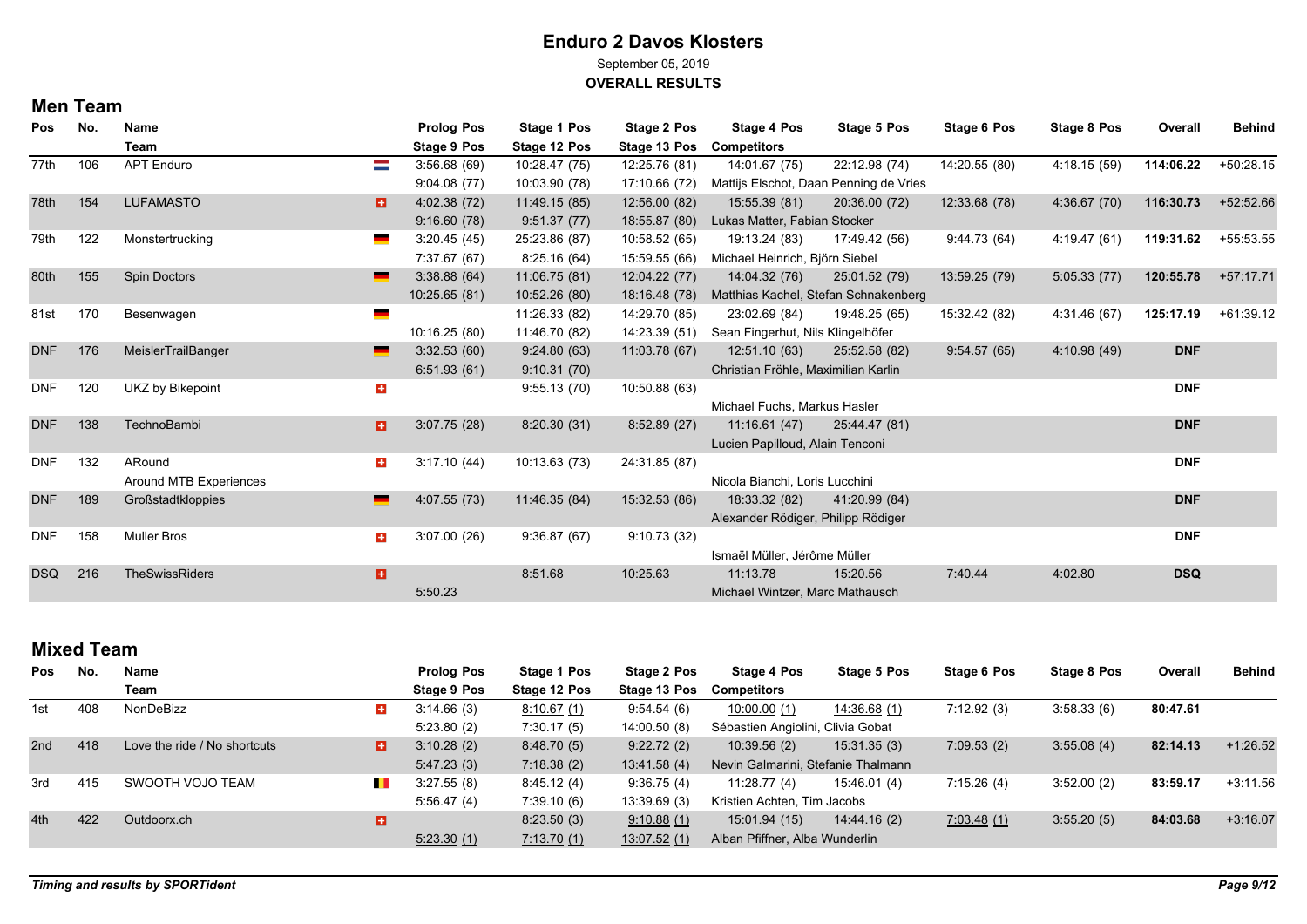# Enduro 2 Davos Klosters

September 05, 2019

**OVERALL RESULTS**

## Men Team

| Pos | No. | Name / Team | Nat | Prolog Pos / Stage 9 Pos | Stage 1 Pos / Stage 12 Pos | Stage 2 Pos / Stage 13 Pos | Stage 4 Pos | Stage 5 Pos | Stage 6 Pos | Stage 8 Pos | Overall | Behind |
|---|---|---|---|---|---|---|---|---|---|---|---|---|
| 77th | 106 | APT Enduro | NED | 3:56.68 (69) | 10:28.47 (75) | 12:25.76 (81) | 14:01.67 (75) | 22:12.98 (74) | 14:20.55 (80) | 4:18.15 (59) | **114:06.22** | +50:28.15 |
| | | | | 9:04.08 (77) | 10:03.90 (78) | 17:10.66 (72) | Mattijs Elschot, Daan Penning de Vries | | | | | |
| 78th | 154 | LUFAMASTO | SUI | 4:02.38 (72) | 11:49.15 (85) | 12:56.00 (82) | 15:55.39 (81) | 20:36.00 (72) | 12:33.68 (78) | 4:36.67 (70) | **116:30.73** | +52:52.66 |
| | | | | 9:16.60 (78) | 9:51.37 (77) | 18:55.87 (80) | Lukas Matter, Fabian Stocker | | | | | |
| 79th | 122 | Monstertrucking | GER | 3:20.45 (45) | 25:23.86 (87) | 10:58.52 (65) | 19:13.24 (83) | 17:49.42 (56) | 9:44.73 (64) | 4:19.47 (61) | **119:31.62** | +55:53.55 |
| | | | | 7:37.67 (67) | 8:25.16 (64) | 15:59.55 (66) | Michael Heinrich, Björn Siebel | | | | | |
| 80th | 155 | Spin Doctors | GER | 3:38.88 (64) | 11:06.75 (81) | 12:04.22 (77) | 14:04.32 (76) | 25:01.52 (79) | 13:59.25 (79) | 5:05.33 (77) | **120:55.78** | +57:17.71 |
| | | | | 10:25.65 (81) | 10:52.26 (80) | 18:16.48 (78) | Matthias Kachel, Stefan Schnakenberg | | | | | |
| 81st | 170 | Besenwagen | GER | | 11:26.33 (82) | 14:29.70 (85) | 23:02.69 (84) | 19:48.25 (65) | 15:32.42 (82) | 4:31.46 (67) | **125:17.19** | +61:39.12 |
| | | | | 10:16.25 (80) | 11:46.70 (82) | 14:23.39 (51) | Sean Fingerhut, Nils Klingelhöfer | | | | | |
| DNF | 176 | MeislerTrailBanger | GER | 3:32.53 (60) | 9:24.80 (63) | 11:03.78 (67) | 12:51.10 (63) | 25:52.58 (82) | 9:54.57 (65) | 4:10.98 (49) | **DNF** | |
| | | | | 6:51.93 (61) | 9:10.31 (70) | | Christian Fröhle, Maximilian Karlin | | | | | |
| DNF | 120 | UKZ by Bikepoint | SUI | | 9:55.13 (70) | 10:50.88 (63) | | | | | **DNF** | |
| | | | | | | | Michael Fuchs, Markus Hasler | | | | | |
| DNF | 138 | TechnoBambi | SUI | 3:07.75 (28) | 8:20.30 (31) | 8:52.89 (27) | 11:16.61 (47) | 25:44.47 (81) | | | **DNF** | |
| | | | | | | | Lucien Papilloud, Alain Tenconi | | | | | |
| DNF | 132 | ARound | SUI | 3:17.10 (44) | 10:13.63 (73) | 24:31.85 (87) | | | | | **DNF** | |
| | | Around MTB Experiences | | | | | Nicola Bianchi, Loris Lucchini | | | | | |
| DNF | 189 | Großstadtkloppies | GER | 4:07.55 (73) | 11:46.35 (84) | 15:32.53 (86) | 18:33.32 (82) | 41:20.99 (84) | | | **DNF** | |
| | | | | | | | Alexander Rödiger, Philipp Rödiger | | | | | |
| DNF | 158 | Muller Bros | SUI | 3:07.00 (26) | 9:36.87 (67) | 9:10.73 (32) | | | | | **DNF** | |
| | | | | | | | Ismaël Müller, Jérôme Müller | | | | | |
| DSQ | 216 | TheSwissRiders | SUI | | 8:51.68 | 10:25.63 | 11:13.78 | 15:20.56 | 7:40.44 | 4:02.80 | **DSQ** | |
| | | | | 5:50.23 | | | Michael Wintzer, Marc Mathausch | | | | | |

## Mixed Team

| Pos | No. | Name / Team | Nat | Prolog Pos / Stage 9 Pos | Stage 1 Pos / Stage 12 Pos | Stage 2 Pos / Stage 13 Pos | Stage 4 Pos | Stage 5 Pos | Stage 6 Pos | Stage 8 Pos | Overall | Behind |
|---|---|---|---|---|---|---|---|---|---|---|---|---|
| 1st | 408 | NonDeBizz | SUI | 3:14.66 (3) | 8:10.67 (1) | 9:54.54 (6) | 10:00.00 (1) | 14:36.68 (1) | 7:12.92 (3) | 3:58.33 (6) | **80:47.61** | |
| | | | | 5:23.80 (2) | 7:30.17 (5) | 14:00.50 (8) | Sébastien Angiolini, Clivia Gobat | | | | | |
| 2nd | 418 | Love the ride / No shortcuts | SUI | 3:10.28 (2) | 8:48.70 (5) | 9:22.72 (2) | 10:39.56 (2) | 15:31.35 (3) | 7:09.53 (2) | 3:55.08 (4) | **82:14.13** | +1:26.52 |
| | | | | 5:47.23 (3) | 7:18.38 (2) | 13:41.58 (4) | Nevin Galmarini, Stefanie Thalmann | | | | | |
| 3rd | 415 | SWOOTH VOJO TEAM | BEL | 3:27.55 (8) | 8:45.12 (4) | 9:36.75 (4) | 11:28.77 (4) | 15:46.01 (4) | 7:15.26 (4) | 3:52.00 (2) | **83:59.17** | +3:11.56 |
| | | | | 5:56.47 (4) | 7:39.10 (6) | 13:39.69 (3) | Kristien Achten, Tim Jacobs | | | | | |
| 4th | 422 | Outdoorx.ch | SUI | | 8:23.50 (3) | 9:10.88 (1) | 15:01.94 (15) | 14:44.16 (2) | 7:03.48 (1) | 3:55.20 (5) | **84:03.68** | +3:16.07 |
| | | | | 5:23.30 (1) | 7:13.70 (1) | 13:07.52 (1) | Alban Pfiffner, Alba Wunderlin | | | | | |

*Timing and results by SPORTident*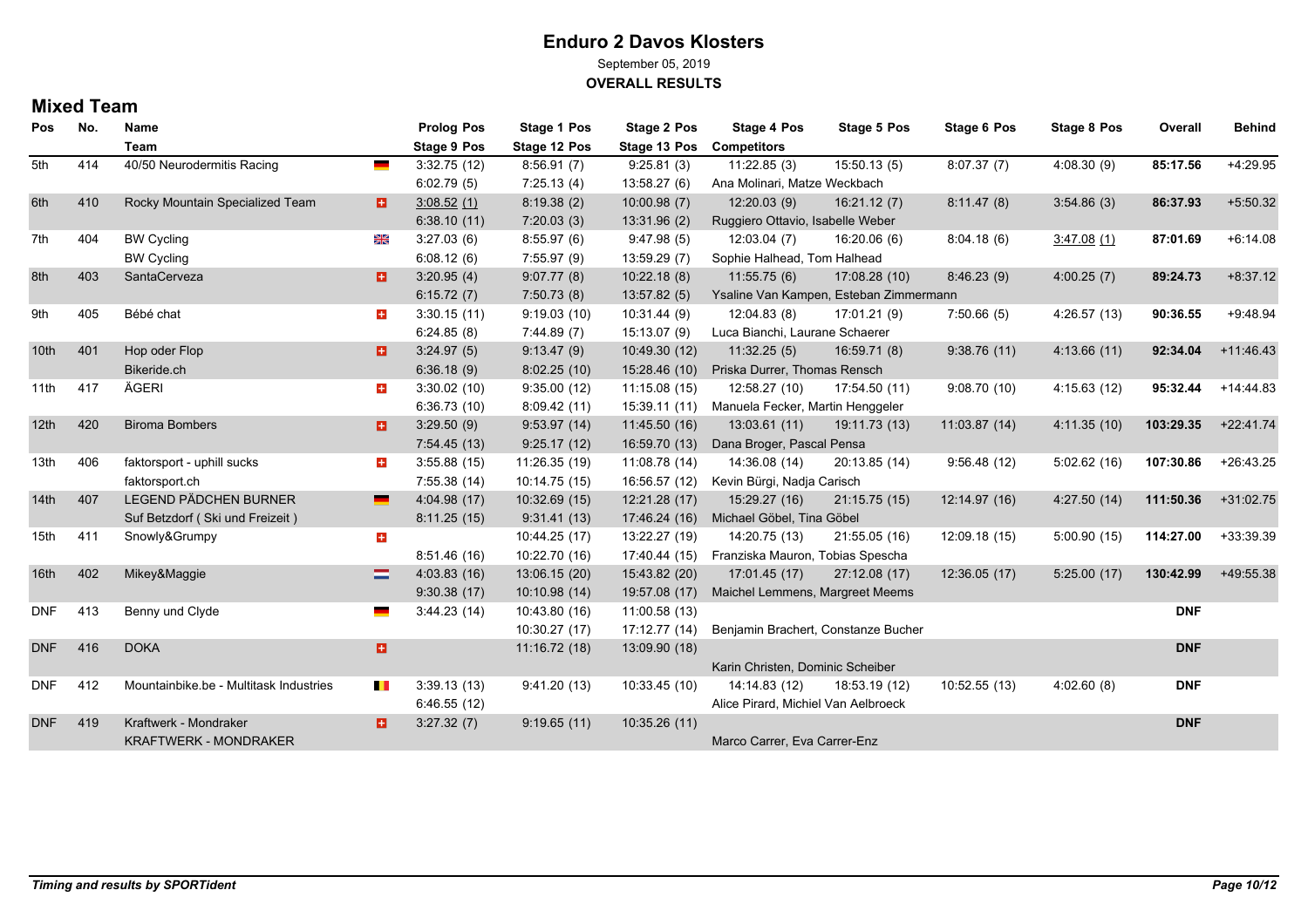# Enduro 2 Davos Klosters

September 05, 2019

**OVERALL RESULTS**

## Mixed Team

| Pos | No. | Name / Team | Prolog Pos / Stage 9 Pos | Stage 1 Pos / Stage 12 Pos | Stage 2 Pos / Stage 13 Pos | Stage 4 Pos | Stage 5 Pos | Stage 6 Pos | Stage 8 Pos | Overall | Behind |
|---|---|---|---|---|---|---|---|---|---|---|---|
| 5th | 414 | 40/50 Neurodermitis Racing | 3:32.75 (12) | 8:56.91 (7) | 9:25.81 (3) | 11:22.85 (3) | 15:50.13 (5) | 8:07.37 (7) | 4:08.30 (9) | **85:17.56** | +4:29.95 |
| | | | 6:02.79 (5) | 7:25.13 (4) | 13:58.27 (6) | Ana Molinari, Matze Weckbach | | | | | |
| 6th | 410 | Rocky Mountain Specialized Team | 3:08.52 (1) | 8:19.38 (2) | 10:00.98 (7) | 12:20.03 (9) | 16:21.12 (7) | 8:11.47 (8) | 3:54.86 (3) | **86:37.93** | +5:50.32 |
| | | | 6:38.10 (11) | 7:20.03 (3) | 13:31.96 (2) | Ruggiero Ottavio, Isabelle Weber | | | | | |
| 7th | 404 | BW Cycling | 3:27.03 (6) | 8:55.97 (6) | 9:47.98 (5) | 12:03.04 (7) | 16:20.06 (6) | 8:04.18 (6) | 3:47.08 (1) | **87:01.69** | +6:14.08 |
| | | BW Cycling | 6:08.12 (6) | 7:55.97 (9) | 13:59.29 (7) | Sophie Halhead, Tom Halhead | | | | | |
| 8th | 403 | SantaCerveza | 3:20.95 (4) | 9:07.77 (8) | 10:22.18 (8) | 11:55.75 (6) | 17:08.28 (10) | 8:46.23 (9) | 4:00.25 (7) | **89:24.73** | +8:37.12 |
| | | | 6:15.72 (7) | 7:50.73 (8) | 13:57.82 (5) | Ysaline Van Kampen, Esteban Zimmermann | | | | | |
| 9th | 405 | Bébé chat | 3:30.15 (11) | 9:19.03 (10) | 10:31.44 (9) | 12:04.83 (8) | 17:01.21 (9) | 7:50.66 (5) | 4:26.57 (13) | **90:36.55** | +9:48.94 |
| | | | 6:24.85 (8) | 7:44.89 (7) | 15:13.07 (9) | Luca Bianchi, Laurane Schaerer | | | | | |
| 10th | 401 | Hop oder Flop | 3:24.97 (5) | 9:13.47 (9) | 10:49.30 (12) | 11:32.25 (5) | 16:59.71 (8) | 9:38.76 (11) | 4:13.66 (11) | **92:34.04** | +11:46.43 |
| | | Bikeride.ch | 6:36.18 (9) | 8:02.25 (10) | 15:28.46 (10) | Priska Durrer, Thomas Rensch | | | | | |
| 11th | 417 | ÄGERI | 3:30.02 (10) | 9:35.00 (12) | 11:15.08 (15) | 12:58.27 (10) | 17:54.50 (11) | 9:08.70 (10) | 4:15.63 (12) | **95:32.44** | +14:44.83 |
| | | | 6:36.73 (10) | 8:09.42 (11) | 15:39.11 (11) | Manuela Fecker, Martin Henggeler | | | | | |
| 12th | 420 | Biroma Bombers | 3:29.50 (9) | 9:53.97 (14) | 11:45.50 (16) | 13:03.61 (11) | 19:11.73 (13) | 11:03.87 (14) | 4:11.35 (10) | **103:29.35** | +22:41.74 |
| | | | 7:54.45 (13) | 9:25.17 (12) | 16:59.70 (13) | Dana Broger, Pascal Pensa | | | | | |
| 13th | 406 | faktorsport - uphill sucks | 3:55.88 (15) | 11:26.35 (19) | 11:08.78 (14) | 14:36.08 (14) | 20:13.85 (14) | 9:56.48 (12) | 5:02.62 (16) | **107:30.86** | +26:43.25 |
| | | faktorsport.ch | 7:55.38 (14) | 10:14.75 (15) | 16:56.57 (12) | Kevin Bürgi, Nadja Carisch | | | | | |
| 14th | 407 | LEGEND PÄDCHEN BURNER | 4:04.98 (17) | 10:32.69 (15) | 12:21.28 (17) | 15:29.27 (16) | 21:15.75 (15) | 12:14.97 (16) | 4:27.50 (14) | **111:50.36** | +31:02.75 |
| | | Suf Betzdorf ( Ski und Freizeit ) | 8:11.25 (15) | 9:31.41 (13) | 17:46.24 (16) | Michael Göbel, Tina Göbel | | | | | |
| 15th | 411 | Snowly&Grumpy | | 10:44.25 (17) | 13:22.27 (19) | 14:20.75 (13) | 21:55.05 (16) | 12:09.18 (15) | 5:00.90 (15) | **114:27.00** | +33:39.39 |
| | | | 8:51.46 (16) | 10:22.70 (16) | 17:40.44 (15) | Franziska Mauron, Tobias Spescha | | | | | |
| 16th | 402 | Mikey&Maggie | 4:03.83 (16) | 13:06.15 (20) | 15:43.82 (20) | 17:01.45 (17) | 27:12.08 (17) | 12:36.05 (17) | 5:25.00 (17) | **130:42.99** | +49:55.38 |
| | | | 9:30.38 (17) | 10:10.98 (14) | 19:57.08 (17) | Maichel Lemmens, Margreet Meems | | | | | |
| DNF | 413 | Benny und Clyde | 3:44.23 (14) | 10:43.80 (16) | 11:00.58 (13) | | | | | **DNF** | |
| | | | | 10:30.27 (17) | 17:12.77 (14) | Benjamin Brachert, Constanze Bucher | | | | | |
| DNF | 416 | DOKA | | 11:16.72 (18) | 13:09.90 (18) | | | | | **DNF** | |
| | | | | | | Karin Christen, Dominic Scheiber | | | | | |
| DNF | 412 | Mountainbike.be - Multitask Industries | 3:39.13 (13) | 9:41.20 (13) | 10:33.45 (10) | 14:14.83 (12) | 18:53.19 (12) | 10:52.55 (13) | 4:02.60 (8) | **DNF** | |
| | | | 6:46.55 (12) | | | Alice Pirard, Michiel Van Aelbroeck | | | | | |
| DNF | 419 | Kraftwerk - Mondraker | 3:27.32 (7) | 9:19.65 (11) | 10:35.26 (11) | | | | | **DNF** | |
| | | KRAFTWERK - MONDRAKER | | | | Marco Carrer, Eva Carrer-Enz | | | | | |

***Timing and results by SPORTident***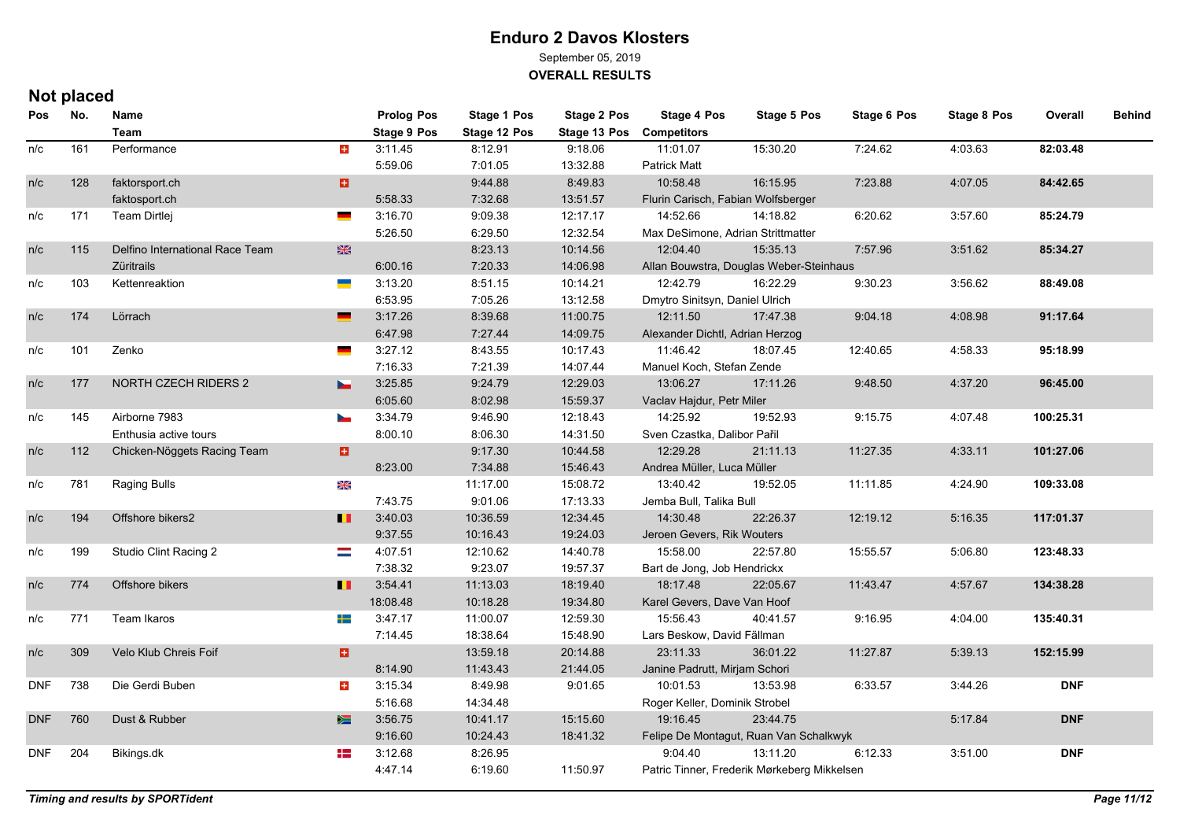# Enduro 2 Davos Klosters

September 05, 2019

**OVERALL RESULTS**

## Not placed

| Pos | No. | Name / Team | | Prolog Pos / Stage 9 Pos | Stage 1 Pos / Stage 12 Pos | Stage 2 Pos / Stage 13 Pos | Stage 4 Pos / Competitors | Stage 5 Pos | Stage 6 Pos | Stage 8 Pos | Overall | Behind |
|---|---|---|---|---|---|---|---|---|---|---|---|---|
| n/c | 161 | Performance | SUI | 3:11.45 | 8:12.91 | 9:18.06 | 11:01.07 | 15:30.20 | 7:24.62 | 4:03.63 | **82:03.48** | |
| | | | | 5:59.06 | 7:01.05 | 13:32.88 | Patrick Matt | | | | | |
| n/c | 128 | faktorsport.ch | SUI | | 9:44.88 | 8:49.83 | 10:58.48 | 16:15.95 | 7:23.88 | 4:07.05 | **84:42.65** | |
| | | faktosport.ch | | 5:58.33 | 7:32.68 | 13:51.57 | Flurin Carisch, Fabian Wolfsberger | | | | | |
| n/c | 171 | Team Dirtlej | GER | 3:16.70 | 9:09.38 | 12:17.17 | 14:52.66 | 14:18.82 | 6:20.62 | 3:57.60 | **85:24.79** | |
| | | | | 5:26.50 | 6:29.50 | 12:32.54 | Max DeSimone, Adrian Strittmatter | | | | | |
| n/c | 115 | Delfino International Race Team | GBR | | 8:23.13 | 10:14.56 | 12:04.40 | 15:35.13 | 7:57.96 | 3:51.62 | **85:34.27** | |
| | | Züritrails | | 6:00.16 | 7:20.33 | 14:06.98 | Allan Bouwstra, Douglas Weber-Steinhaus | | | | | |
| n/c | 103 | Kettenreaktion | UKR | 3:13.20 | 8:51.15 | 10:14.21 | 12:42.79 | 16:22.29 | 9:30.23 | 3:56.62 | **88:49.08** | |
| | | | | 6:53.95 | 7:05.26 | 13:12.58 | Dmytro Sinitsyn, Daniel Ulrich | | | | | |
| n/c | 174 | Lörrach | GER | 3:17.26 | 8:39.68 | 11:00.75 | 12:11.50 | 17:47.38 | 9:04.18 | 4:08.98 | **91:17.64** | |
| | | | | 6:47.98 | 7:27.44 | 14:09.75 | Alexander Dichtl, Adrian Herzog | | | | | |
| n/c | 101 | Zenko | GER | 3:27.12 | 8:43.55 | 10:17.43 | 11:46.42 | 18:07.45 | 12:40.65 | 4:58.33 | **95:18.99** | |
| | | | | 7:16.33 | 7:21.39 | 14:07.44 | Manuel Koch, Stefan Zende | | | | | |
| n/c | 177 | NORTH CZECH RIDERS 2 | CZE | 3:25.85 | 9:24.79 | 12:29.03 | 13:06.27 | 17:11.26 | 9:48.50 | 4:37.20 | **96:45.00** | |
| | | | | 6:05.60 | 8:02.98 | 15:59.37 | Vaclav Hajdur, Petr Miler | | | | | |
| n/c | 145 | Airborne 7983 | CZE | 3:34.79 | 9:46.90 | 12:18.43 | 14:25.92 | 19:52.93 | 9:15.75 | 4:07.48 | **100:25.31** | |
| | | Enthusia active tours | | 8:00.10 | 8:06.30 | 14:31.50 | Sven Czastka, Dalibor Pařil | | | | | |
| n/c | 112 | Chicken-Nöggets Racing Team | SUI | | 9:17.30 | 10:44.58 | 12:29.28 | 21:11.13 | 11:27.35 | 4:33.11 | **101:27.06** | |
| | | | | 8:23.00 | 7:34.88 | 15:46.43 | Andrea Müller, Luca Müller | | | | | |
| n/c | 781 | Raging Bulls | GBR | | 11:17.00 | 15:08.72 | 13:40.42 | 19:52.05 | 11:11.85 | 4:24.90 | **109:33.08** | |
| | | | | 7:43.75 | 9:01.06 | 17:13.33 | Jemba Bull, Talika Bull | | | | | |
| n/c | 194 | Offshore bikers2 | BEL | 3:40.03 | 10:36.59 | 12:34.45 | 14:30.48 | 22:26.37 | 12:19.12 | 5:16.35 | **117:01.37** | |
| | | | | 9:37.55 | 10:16.43 | 19:24.03 | Jeroen Gevers, Rik Wouters | | | | | |
| n/c | 199 | Studio Clint Racing 2 | NED | 4:07.51 | 12:10.62 | 14:40.78 | 15:58.00 | 22:57.80 | 15:55.57 | 5:06.80 | **123:48.33** | |
| | | | | 7:38.32 | 9:23.07 | 19:57.37 | Bart de Jong, Job Hendrickx | | | | | |
| n/c | 774 | Offshore bikers | BEL | 3:54.41 | 11:13.03 | 18:19.40 | 18:17.48 | 22:05.67 | 11:43.47 | 4:57.67 | **134:38.28** | |
| | | | | 18:08.48 | 10:18.28 | 19:34.80 | Karel Gevers, Dave Van Hoof | | | | | |
| n/c | 771 | Team Ikaros | SWE | 3:47.17 | 11:00.07 | 12:59.30 | 15:56.43 | 40:41.57 | 9:16.95 | 4:04.00 | **135:40.31** | |
| | | | | 7:14.45 | 18:38.64 | 15:48.90 | Lars Beskow, David Fällman | | | | | |
| n/c | 309 | Velo Klub Chreis Foif | SUI | | 13:59.18 | 20:14.88 | 23:11.33 | 36:01.22 | 11:27.87 | 5:39.13 | **152:15.99** | |
| | | | | 8:14.90 | 11:43.43 | 21:44.05 | Janine Padrutt, Mirjam Schori | | | | | |
| DNF | 738 | Die Gerdi Buben | SUI | 3:15.34 | 8:49.98 | 9:01.65 | 10:01.53 | 13:53.98 | 6:33.57 | 3:44.26 | **DNF** | |
| | | | | 5:16.68 | 14:34.48 | | Roger Keller, Dominik Strobel | | | | | |
| DNF | 760 | Dust & Rubber | RSA | 3:56.75 | 10:41.17 | 15:15.60 | 19:16.45 | 23:44.75 | | 5:17.84 | **DNF** | |
| | | | | 9:16.60 | 10:24.43 | 18:41.32 | Felipe De Montagut, Ruan Van Schalkwyk | | | | | |
| DNF | 204 | Bikings.dk | DEN | 3:12.68 | 8:26.95 | | 9:04.40 | 13:11.20 | 6:12.33 | 3:51.00 | **DNF** | |
| | | | | 4:47.14 | 6:19.60 | 11:50.97 | Patric Tinner, Frederik Mørkeberg Mikkelsen | | | | | |

***Timing and results by SPORTident***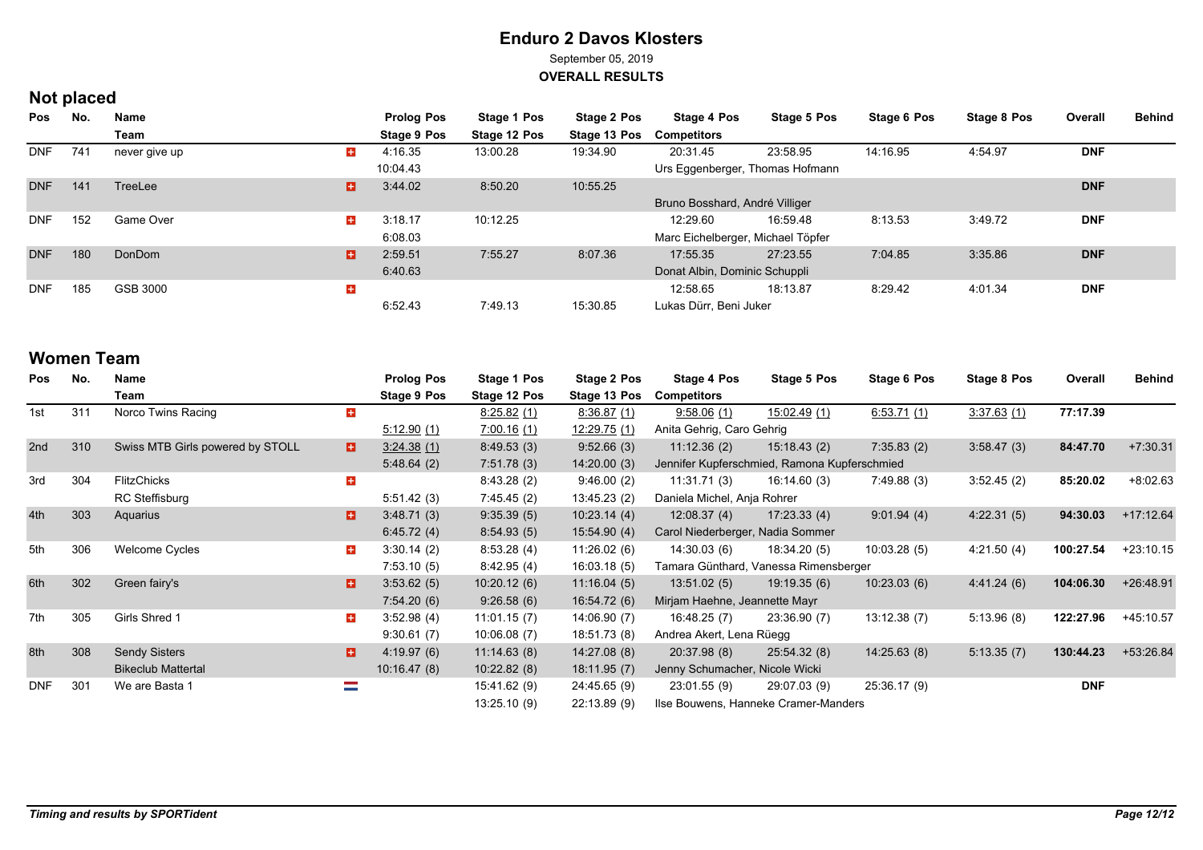# Enduro 2 Davos Klosters

September 05, 2019

**OVERALL RESULTS**

## Not placed

| Pos | No. | Name / Team | Prolog Pos / Stage 9 Pos | Stage 1 Pos / Stage 12 Pos | Stage 2 Pos / Stage 13 Pos | Stage 4 Pos / Competitors | Stage 5 Pos | Stage 6 Pos | Stage 8 Pos | Overall | Behind |
|---|---|---|---|---|---|---|---|---|---|---|---|
| DNF | 741 | never give up | 4:16.35 | 13:00.28 | 19:34.90 | 20:31.45 | 23:58.95 | 14:16.95 | 4:54.97 | **DNF** | |
| | | | 10:04.43 | | | Urs Eggenberger, Thomas Hofmann | | | | | |
| DNF | 141 | TreeLee | 3:44.02 | 8:50.20 | 10:55.25 | | | | | **DNF** | |
| | | | | | | Bruno Bosshard, André Villiger | | | | | |
| DNF | 152 | Game Over | 3:18.17 | 10:12.25 | | 12:29.60 | 16:59.48 | 8:13.53 | 3:49.72 | **DNF** | |
| | | | 6:08.03 | | | Marc Eichelberger, Michael Töpfer | | | | | |
| DNF | 180 | DonDom | 2:59.51 | 7:55.27 | 8:07.36 | 17:55.35 | 27:23.55 | 7:04.85 | 3:35.86 | **DNF** | |
| | | | 6:40.63 | | | Donat Albin, Dominic Schuppli | | | | | |
| DNF | 185 | GSB 3000 | | | | 12:58.65 | 18:13.87 | 8:29.42 | 4:01.34 | **DNF** | |
| | | | 6:52.43 | 7:49.13 | 15:30.85 | Lukas Dürr, Beni Juker | | | | | |

## Women Team

| Pos | No. | Name / Team | Prolog Pos / Stage 9 Pos | Stage 1 Pos / Stage 12 Pos | Stage 2 Pos / Stage 13 Pos | Stage 4 Pos / Competitors | Stage 5 Pos | Stage 6 Pos | Stage 8 Pos | Overall | Behind |
|---|---|---|---|---|---|---|---|---|---|---|---|
| 1st | 311 | Norco Twins Racing | | 8:25.82 (1) | 8:36.87 (1) | 9:58.06 (1) | 15:02.49 (1) | 6:53.71 (1) | 3:37.63 (1) | **77:17.39** | |
| | | | 5:12.90 (1) | 7:00.16 (1) | 12:29.75 (1) | Anita Gehrig, Caro Gehrig | | | | | |
| 2nd | 310 | Swiss MTB Girls powered by STOLL | 3:24.38 (1) | 8:49.53 (3) | 9:52.66 (3) | 11:12.36 (2) | 15:18.43 (2) | 7:35.83 (2) | 3:58.47 (3) | **84:47.70** | +7:30.31 |
| | | | 5:48.64 (2) | 7:51.78 (3) | 14:20.00 (3) | Jennifer Kupferschmied, Ramona Kupferschmied | | | | | |
| 3rd | 304 | FlitzChicks | | 8:43.28 (2) | 9:46.00 (2) | 11:31.71 (3) | 16:14.60 (3) | 7:49.88 (3) | 3:52.45 (2) | **85:20.02** | +8:02.63 |
| | | RC Steffisburg | 5:51.42 (3) | 7:45.45 (2) | 13:45.23 (2) | Daniela Michel, Anja Rohrer | | | | | |
| 4th | 303 | Aquarius | 3:48.71 (3) | 9:35.39 (5) | 10:23.14 (4) | 12:08.37 (4) | 17:23.33 (4) | 9:01.94 (4) | 4:22.31 (5) | **94:30.03** | +17:12.64 |
| | | | 6:45.72 (4) | 8:54.93 (5) | 15:54.90 (4) | Carol Niederberger, Nadia Sommer | | | | | |
| 5th | 306 | Welcome Cycles | 3:30.14 (2) | 8:53.28 (4) | 11:26.02 (6) | 14:30.03 (6) | 18:34.20 (5) | 10:03.28 (5) | 4:21.50 (4) | **100:27.54** | +23:10.15 |
| | | | 7:53.10 (5) | 8:42.95 (4) | 16:03.18 (5) | Tamara Günthard, Vanessa Rimensberger | | | | | |
| 6th | 302 | Green fairy's | 3:53.62 (5) | 10:20.12 (6) | 11:16.04 (5) | 13:51.02 (5) | 19:19.35 (6) | 10:23.03 (6) | 4:41.24 (6) | **104:06.30** | +26:48.91 |
| | | | 7:54.20 (6) | 9:26.58 (6) | 16:54.72 (6) | Mirjam Haehne, Jeannette Mayr | | | | | |
| 7th | 305 | Girls Shred 1 | 3:52.98 (4) | 11:01.15 (7) | 14:06.90 (7) | 16:48.25 (7) | 23:36.90 (7) | 13:12.38 (7) | 5:13.96 (8) | **122:27.96** | +45:10.57 |
| | | | 9:30.61 (7) | 10:06.08 (7) | 18:51.73 (8) | Andrea Akert, Lena Rüegg | | | | | |
| 8th | 308 | Sendy Sisters | 4:19.97 (6) | 11:14.63 (8) | 14:27.08 (8) | 20:37.98 (8) | 25:54.32 (8) | 14:25.63 (8) | 5:13.35 (7) | **130:44.23** | +53:26.84 |
| | | Bikeclub Mattertal | 10:16.47 (8) | 10:22.82 (8) | 18:11.95 (7) | Jenny Schumacher, Nicole Wicki | | | | | |
| DNF | 301 | We are Basta 1 | | 15:41.62 (9) | 24:45.65 (9) | 23:01.55 (9) | 29:07.03 (9) | 25:36.17 (9) | | **DNF** | |
| | | | | 13:25.10 (9) | 22:13.89 (9) | Ilse Bouwens, Hanneke Cramer-Manders | | | | | |

*Timing and results by SPORTident*